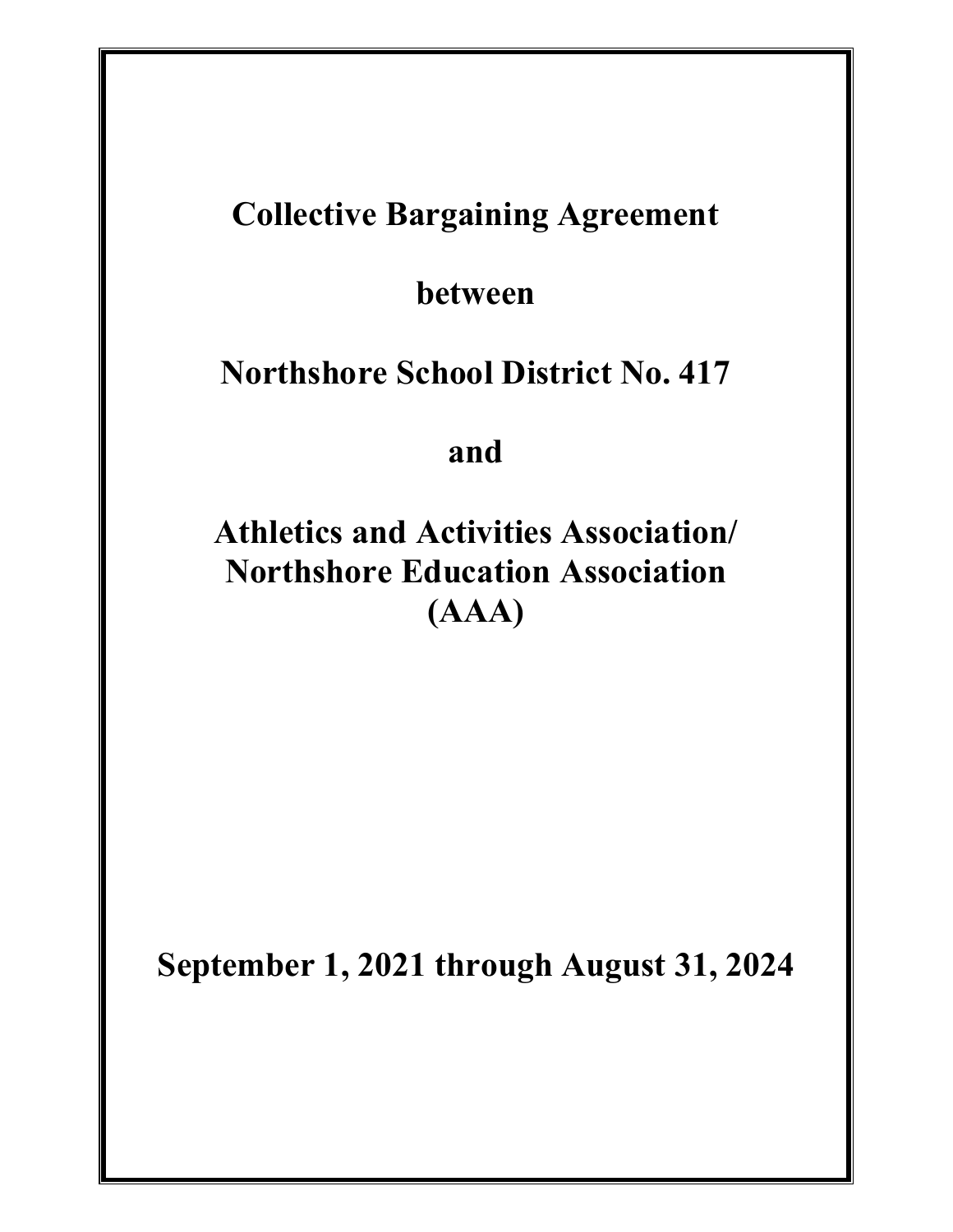# Collective Bargaining Agreement

## between

## Northshore School District No. 417

## and

## Athletics and Activities Association/ Northshore Education Association (AAA)

## September 1, 2021 through August 31, 2024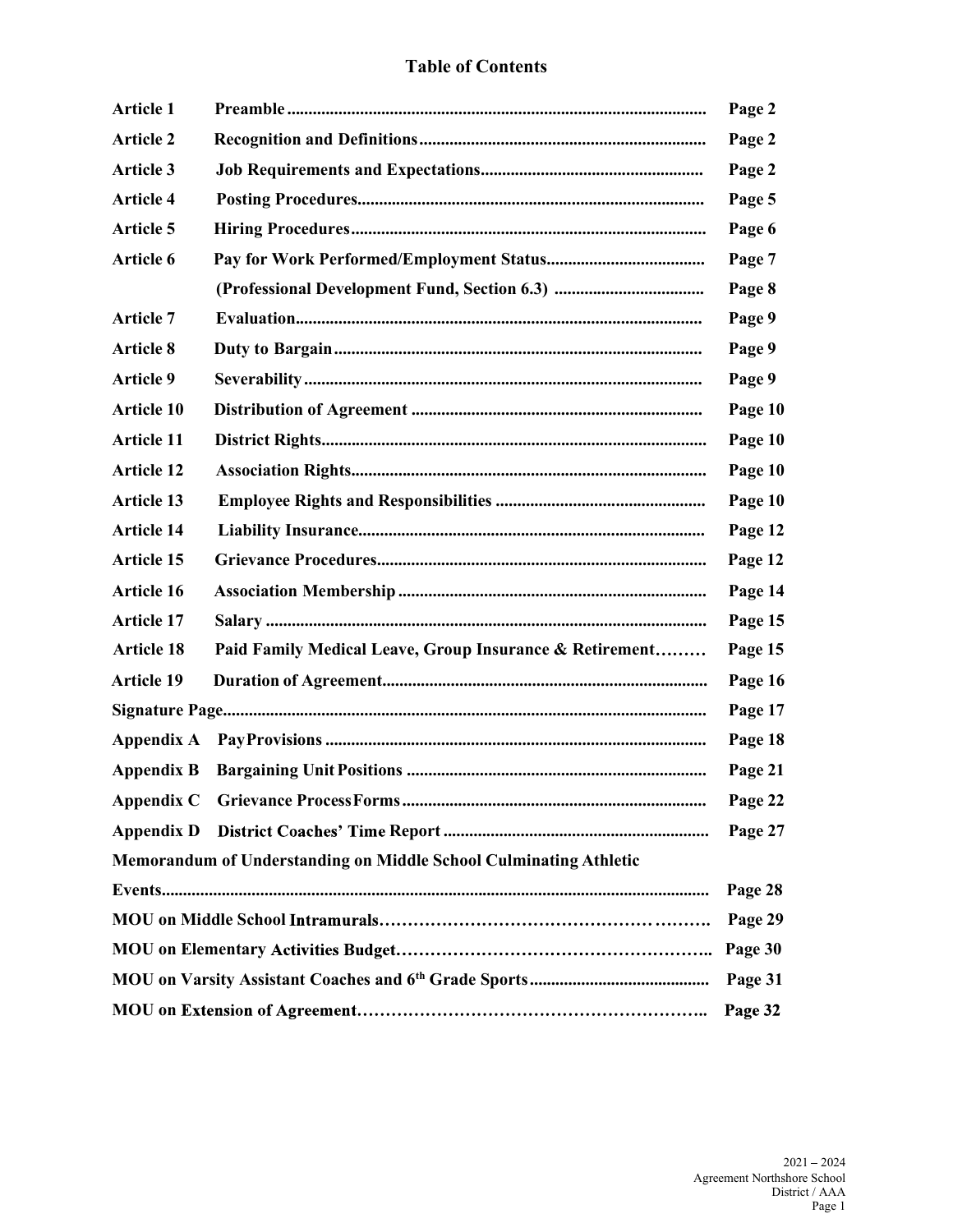# Table of Contents

| | | |
|---|---|---|
| **Article 1** | **Preamble** | **Page 2** |
| **Article 2** | **Recognition and Definitions** | **Page 2** |
| **Article 3** | **Job Requirements and Expectations** | **Page 2** |
| **Article 4** | **Posting Procedures** | **Page 5** |
| **Article 5** | **Hiring Procedures** | **Page 6** |
| **Article 6** | **Pay for Work Performed/Employment Status** | **Page 7** |
| | **(Professional Development Fund, Section 6.3)** | **Page 8** |
| **Article 7** | **Evaluation** | **Page 9** |
| **Article 8** | **Duty to Bargain** | **Page 9** |
| **Article 9** | **Severability** | **Page 9** |
| **Article 10** | **Distribution of Agreement** | **Page 10** |
| **Article 11** | **District Rights** | **Page 10** |
| **Article 12** | **Association Rights** | **Page 10** |
| **Article 13** | **Employee Rights and Responsibilities** | **Page 10** |
| **Article 14** | **Liability Insurance** | **Page 12** |
| **Article 15** | **Grievance Procedures** | **Page 12** |
| **Article 16** | **Association Membership** | **Page 14** |
| **Article 17** | **Salary** | **Page 15** |
| **Article 18** | **Paid Family Medical Leave, Group Insurance & Retirement** | **Page 15** |
| **Article 19** | **Duration of Agreement** | **Page 16** |
| **Signature Page** | | **Page 17** |
| **Appendix A** | **Pay Provisions** | **Page 18** |
| **Appendix B** | **Bargaining Unit Positions** | **Page 21** |
| **Appendix C** | **Grievance Process Forms** | **Page 22** |
| **Appendix D** | **District Coaches' Time Report** | **Page 27** |
| **Memorandum of Understanding on Middle School Culminating Athletic Events** | | **Page 28** |
| **MOU on Middle School Intramurals** | | **Page 29** |
| **MOU on Elementary Activities Budget** | | **Page 30** |
| **MOU on Varsity Assistant Coaches and 6th Grade Sports** | | **Page 31** |
| **MOU on Extension of Agreement** | | **Page 32** |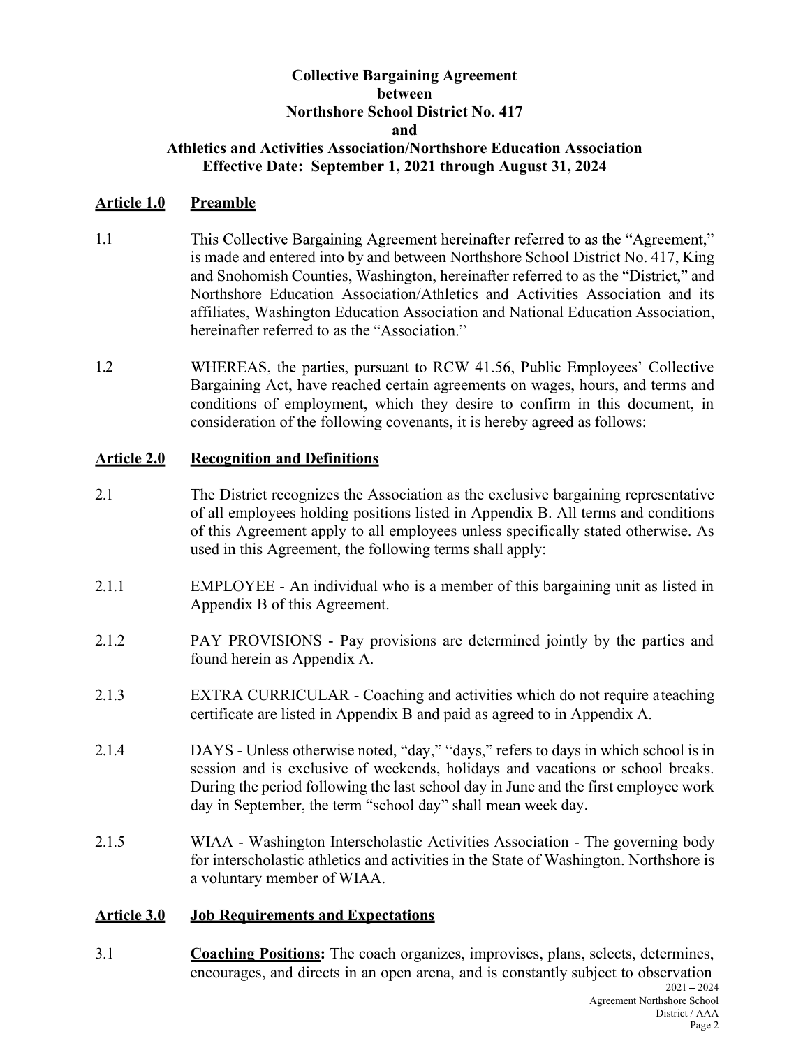**Collective Bargaining Agreement**
**between**
**Northshore School District No. 417**
**and**
**Athletics and Activities Association/Northshore Education Association**
**Effective Date: September 1, 2021 through August 31, 2024**

## Article 1.0 Preamble

1.1 This Collective Bargaining Agreement hereinafter referred to as the "Agreement," is made and entered into by and between Northshore School District No. 417, King and Snohomish Counties, Washington, hereinafter referred to as the "District," and Northshore Education Association/Athletics and Activities Association and its affiliates, Washington Education Association and National Education Association, hereinafter referred to as the "Association."

1.2 WHEREAS, the parties, pursuant to RCW 41.56, Public Employees' Collective Bargaining Act, have reached certain agreements on wages, hours, and terms and conditions of employment, which they desire to confirm in this document, in consideration of the following covenants, it is hereby agreed as follows:

## Article 2.0 Recognition and Definitions

2.1 The District recognizes the Association as the exclusive bargaining representative of all employees holding positions listed in Appendix B. All terms and conditions of this Agreement apply to all employees unless specifically stated otherwise. As used in this Agreement, the following terms shall apply:

2.1.1 EMPLOYEE - An individual who is a member of this bargaining unit as listed in Appendix B of this Agreement.

2.1.2 PAY PROVISIONS - Pay provisions are determined jointly by the parties and found herein as Appendix A.

2.1.3 EXTRA CURRICULAR - Coaching and activities which do not require a teaching certificate are listed in Appendix B and paid as agreed to in Appendix A.

2.1.4 DAYS - Unless otherwise noted, "day," "days," refers to days in which school is in session and is exclusive of weekends, holidays and vacations or school breaks. During the period following the last school day in June and the first employee work day in September, the term "school day" shall mean week day.

2.1.5 WIAA - Washington Interscholastic Activities Association - The governing body for interscholastic athletics and activities in the State of Washington. Northshore is a voluntary member of WIAA.

## Article 3.0 Job Requirements and Expectations

3.1 **Coaching Positions:** The coach organizes, improvises, plans, selects, determines, encourages, and directs in an open arena, and is constantly subject to observation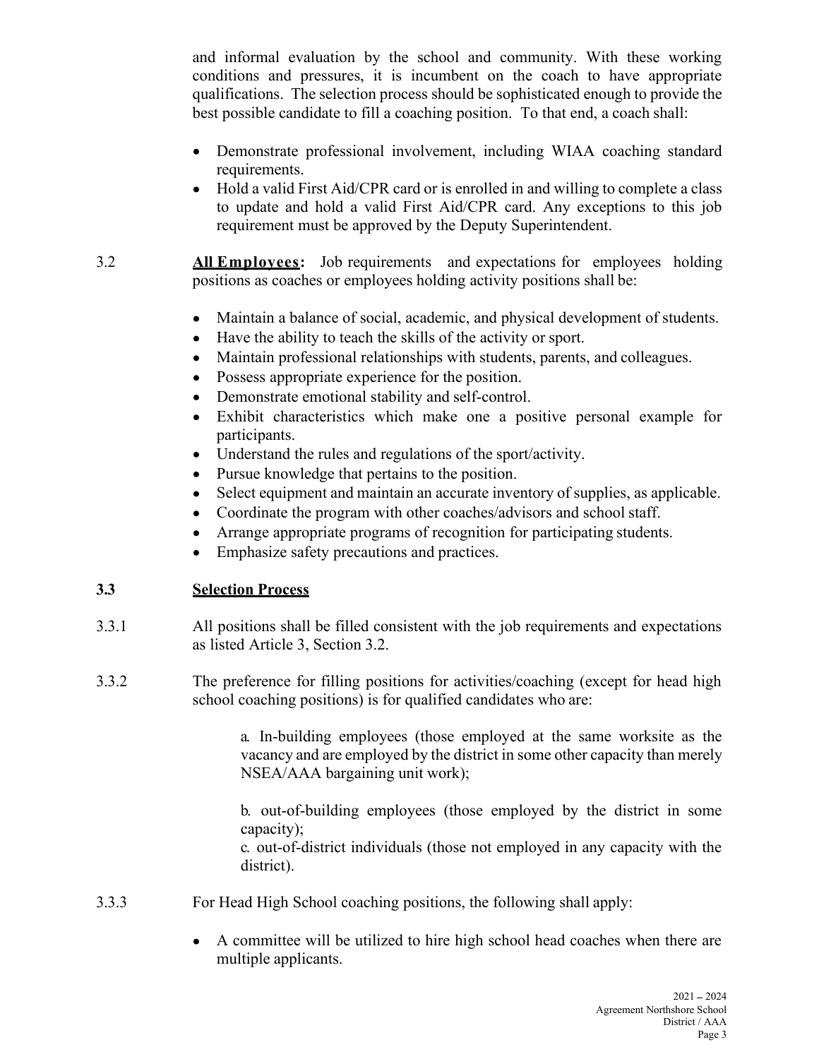and informal evaluation by the school and community. With these working conditions and pressures, it is incumbent on the coach to have appropriate qualifications. The selection process should be sophisticated enough to provide the best possible candidate to fill a coaching position. To that end, a coach shall:

- Demonstrate professional involvement, including WIAA coaching standard requirements.
- Hold a valid First Aid/CPR card or is enrolled in and willing to complete a class to update and hold a valid First Aid/CPR card. Any exceptions to this job requirement must be approved by the Deputy Superintendent.

3.2 **All Employees:** Job requirements and expectations for employees holding positions as coaches or employees holding activity positions shall be:

- Maintain a balance of social, academic, and physical development of students.
- Have the ability to teach the skills of the activity or sport.
- Maintain professional relationships with students, parents, and colleagues.
- Possess appropriate experience for the position.
- Demonstrate emotional stability and self-control.
- Exhibit characteristics which make one a positive personal example for participants.
- Understand the rules and regulations of the sport/activity.
- Pursue knowledge that pertains to the position.
- Select equipment and maintain an accurate inventory of supplies, as applicable.
- Coordinate the program with other coaches/advisors and school staff.
- Arrange appropriate programs of recognition for participating students.
- Emphasize safety precautions and practices.

### 3.3 Selection Process

3.3.1 All positions shall be filled consistent with the job requirements and expectations as listed Article 3, Section 3.2.

3.3.2 The preference for filling positions for activities/coaching (except for head high school coaching positions) is for qualified candidates who are:

a. In-building employees (those employed at the same worksite as the vacancy and are employed by the district in some other capacity than merely NSEA/AAA bargaining unit work);

b. out-of-building employees (those employed by the district in some capacity);
c. out-of-district individuals (those not employed in any capacity with the district).

3.3.3 For Head High School coaching positions, the following shall apply:

- A committee will be utilized to hire high school head coaches when there are multiple applicants.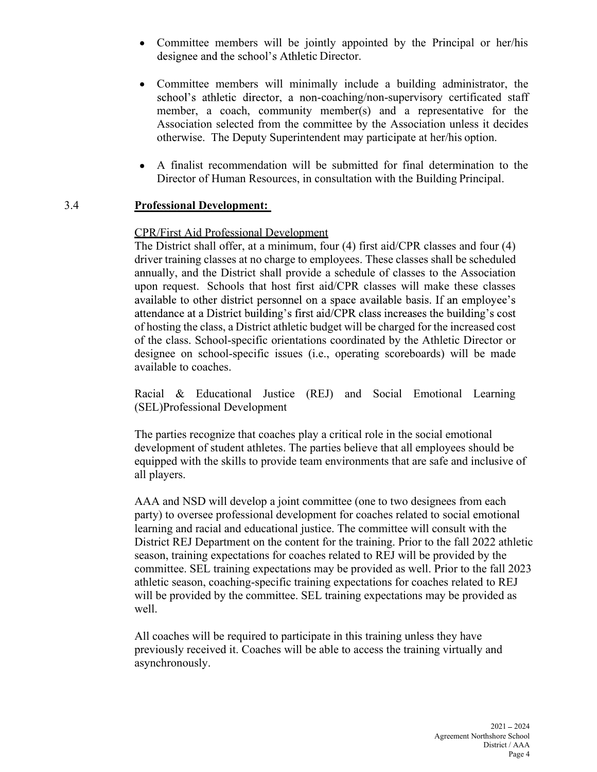- Committee members will be jointly appointed by the Principal or her/his designee and the school's Athletic Director.

- Committee members will minimally include a building administrator, the school's athletic director, a non-coaching/non-supervisory certificated staff member, a coach, community member(s) and a representative for the Association selected from the committee by the Association unless it decides otherwise. The Deputy Superintendent may participate at her/his option.

- A finalist recommendation will be submitted for final determination to the Director of Human Resources, in consultation with the Building Principal.

### 3.4 Professional Development:

CPR/First Aid Professional Development

The District shall offer, at a minimum, four (4) first aid/CPR classes and four (4) driver training classes at no charge to employees. These classes shall be scheduled annually, and the District shall provide a schedule of classes to the Association upon request. Schools that host first aid/CPR classes will make these classes available to other district personnel on a space available basis. If an employee's attendance at a District building's first aid/CPR class increases the building's cost of hosting the class, a District athletic budget will be charged for the increased cost of the class. School-specific orientations coordinated by the Athletic Director or designee on school-specific issues (i.e., operating scoreboards) will be made available to coaches.

Racial & Educational Justice (REJ) and Social Emotional Learning (SEL)Professional Development

The parties recognize that coaches play a critical role in the social emotional development of student athletes. The parties believe that all employees should be equipped with the skills to provide team environments that are safe and inclusive of all players.

AAA and NSD will develop a joint committee (one to two designees from each party) to oversee professional development for coaches related to social emotional learning and racial and educational justice. The committee will consult with the District REJ Department on the content for the training. Prior to the fall 2022 athletic season, training expectations for coaches related to REJ will be provided by the committee. SEL training expectations may be provided as well. Prior to the fall 2023 athletic season, coaching-specific training expectations for coaches related to REJ will be provided by the committee. SEL training expectations may be provided as well.

All coaches will be required to participate in this training unless they have previously received it. Coaches will be able to access the training virtually and asynchronously.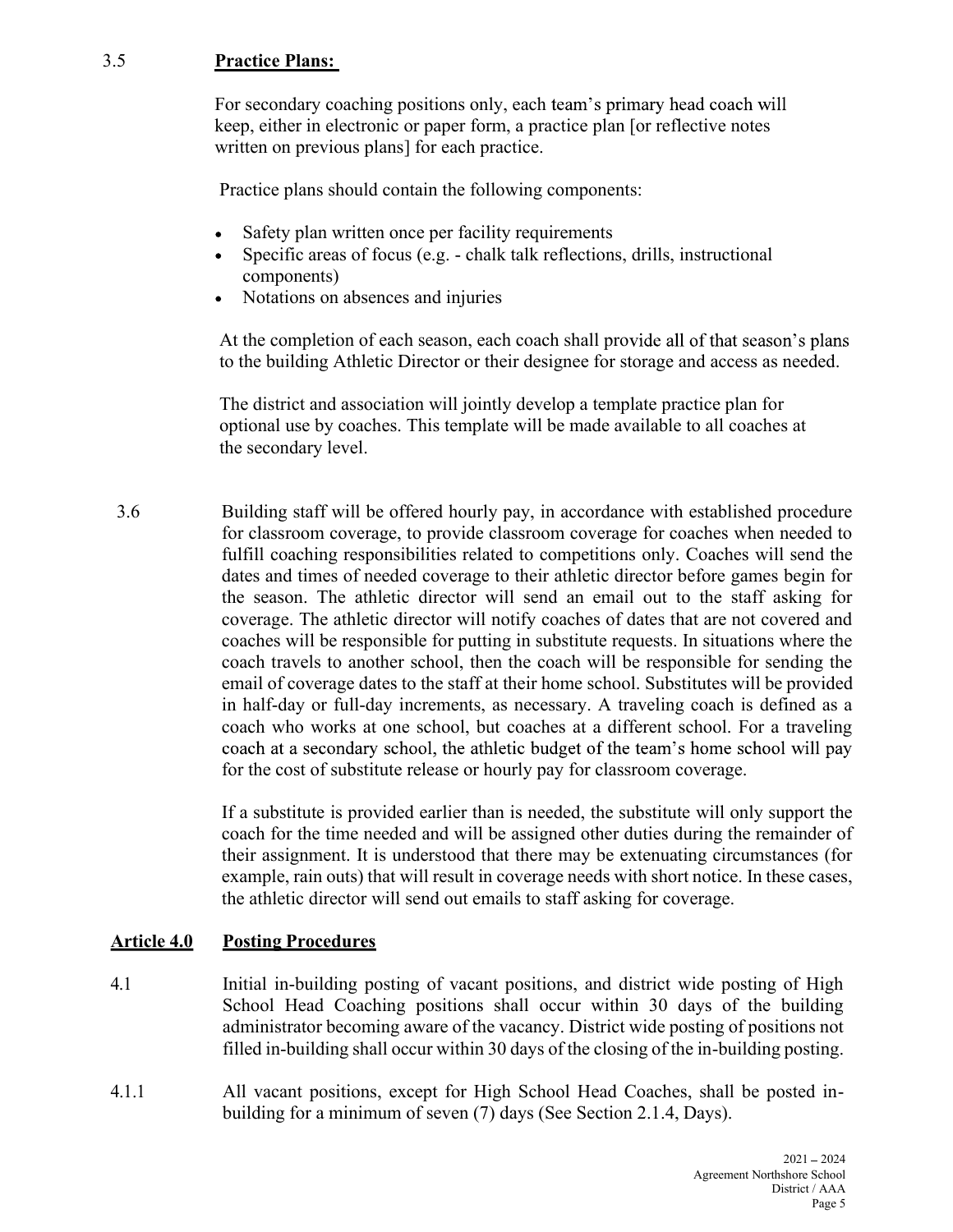3.5 **Practice Plans:**

For secondary coaching positions only, each team's primary head coach will keep, either in electronic or paper form, a practice plan [or reflective notes written on previous plans] for each practice.

Practice plans should contain the following components:

- Safety plan written once per facility requirements
- Specific areas of focus (e.g. - chalk talk reflections, drills, instructional components)
- Notations on absences and injuries

At the completion of each season, each coach shall provide all of that season's plans to the building Athletic Director or their designee for storage and access as needed.

The district and association will jointly develop a template practice plan for optional use by coaches. This template will be made available to all coaches at the secondary level.

3.6 Building staff will be offered hourly pay, in accordance with established procedure for classroom coverage, to provide classroom coverage for coaches when needed to fulfill coaching responsibilities related to competitions only. Coaches will send the dates and times of needed coverage to their athletic director before games begin for the season. The athletic director will send an email out to the staff asking for coverage. The athletic director will notify coaches of dates that are not covered and coaches will be responsible for putting in substitute requests. In situations where the coach travels to another school, then the coach will be responsible for sending the email of coverage dates to the staff at their home school. Substitutes will be provided in half-day or full-day increments, as necessary. A traveling coach is defined as a coach who works at one school, but coaches at a different school. For a traveling coach at a secondary school, the athletic budget of the team's home school will pay for the cost of substitute release or hourly pay for classroom coverage.

If a substitute is provided earlier than is needed, the substitute will only support the coach for the time needed and will be assigned other duties during the remainder of their assignment. It is understood that there may be extenuating circumstances (for example, rain outs) that will result in coverage needs with short notice. In these cases, the athletic director will send out emails to staff asking for coverage.

## Article 4.0 Posting Procedures

4.1 Initial in-building posting of vacant positions, and district wide posting of High School Head Coaching positions shall occur within 30 days of the building administrator becoming aware of the vacancy. District wide posting of positions not filled in-building shall occur within 30 days of the closing of the in-building posting.

4.1.1 All vacant positions, except for High School Head Coaches, shall be posted in-building for a minimum of seven (7) days (See Section 2.1.4, Days).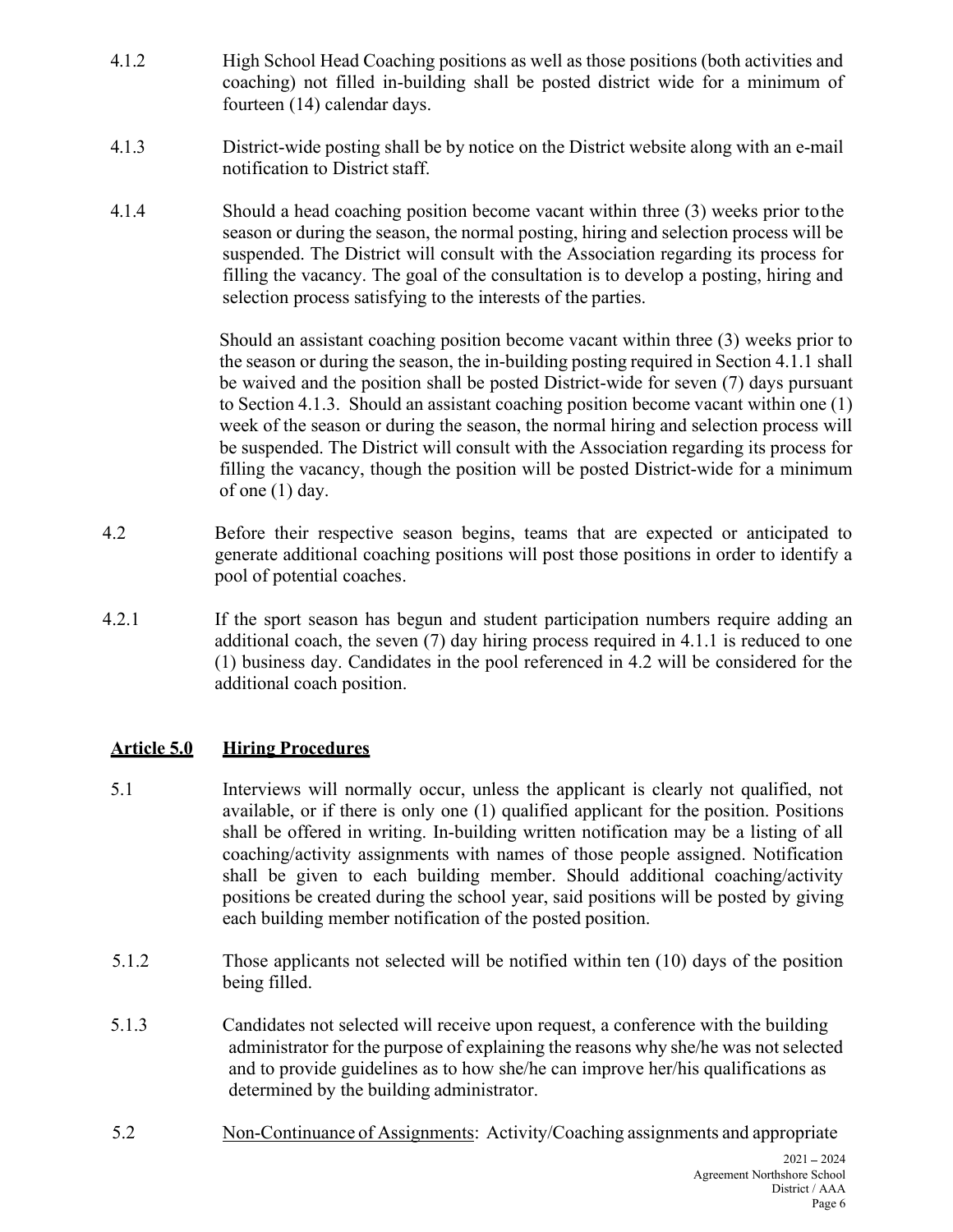4.1.2 High School Head Coaching positions as well as those positions (both activities and coaching) not filled in-building shall be posted district wide for a minimum of fourteen (14) calendar days.

4.1.3 District-wide posting shall be by notice on the District website along with an e-mail notification to District staff.

4.1.4 Should a head coaching position become vacant within three (3) weeks prior to the season or during the season, the normal posting, hiring and selection process will be suspended. The District will consult with the Association regarding its process for filling the vacancy. The goal of the consultation is to develop a posting, hiring and selection process satisfying to the interests of the parties.

Should an assistant coaching position become vacant within three (3) weeks prior to the season or during the season, the in-building posting required in Section 4.1.1 shall be waived and the position shall be posted District-wide for seven (7) days pursuant to Section 4.1.3. Should an assistant coaching position become vacant within one (1) week of the season or during the season, the normal hiring and selection process will be suspended. The District will consult with the Association regarding its process for filling the vacancy, though the position will be posted District-wide for a minimum of one (1) day.

4.2 Before their respective season begins, teams that are expected or anticipated to generate additional coaching positions will post those positions in order to identify a pool of potential coaches.

4.2.1 If the sport season has begun and student participation numbers require adding an additional coach, the seven (7) day hiring process required in 4.1.1 is reduced to one (1) business day. Candidates in the pool referenced in 4.2 will be considered for the additional coach position.

## Article 5.0 Hiring Procedures

5.1 Interviews will normally occur, unless the applicant is clearly not qualified, not available, or if there is only one (1) qualified applicant for the position. Positions shall be offered in writing. In-building written notification may be a listing of all coaching/activity assignments with names of those people assigned. Notification shall be given to each building member. Should additional coaching/activity positions be created during the school year, said positions will be posted by giving each building member notification of the posted position.

5.1.2 Those applicants not selected will be notified within ten (10) days of the position being filled.

5.1.3 Candidates not selected will receive upon request, a conference with the building administrator for the purpose of explaining the reasons why she/he was not selected and to provide guidelines as to how she/he can improve her/his qualifications as determined by the building administrator.

5.2 Non-Continuance of Assignments: Activity/Coaching assignments and appropriate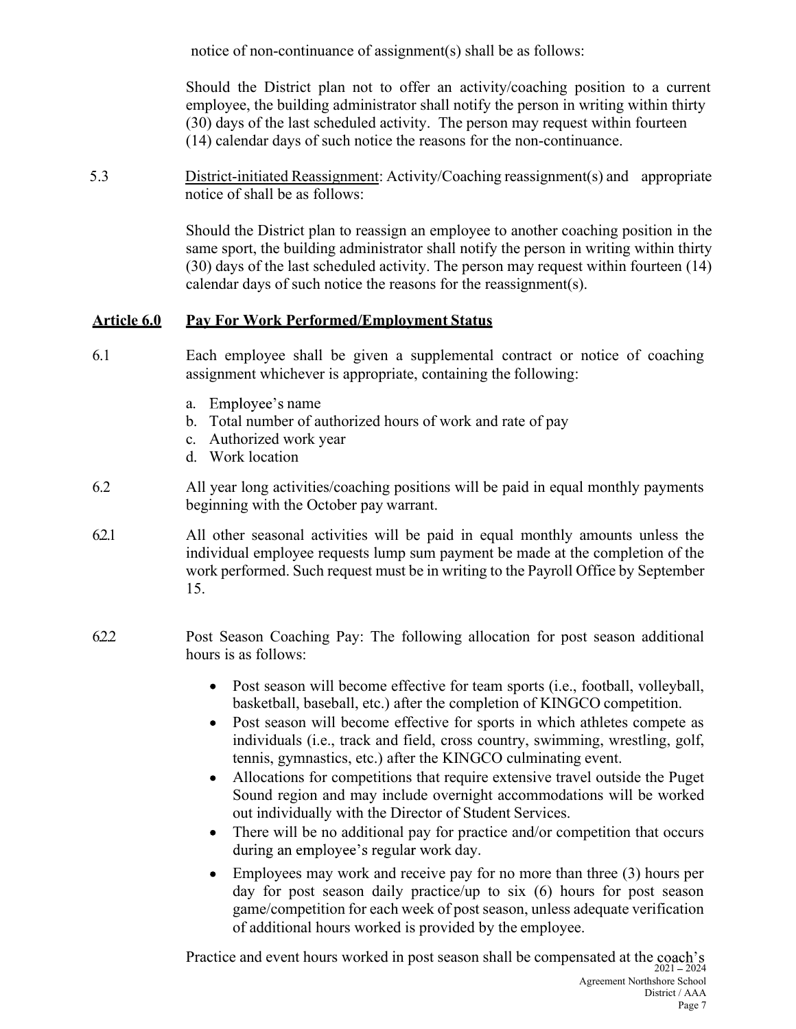notice of non-continuance of assignment(s) shall be as follows:

Should the District plan not to offer an activity/coaching position to a current employee, the building administrator shall notify the person in writing within thirty (30) days of the last scheduled activity. The person may request within fourteen (14) calendar days of such notice the reasons for the non-continuance.

5.3 District-initiated Reassignment: Activity/Coaching reassignment(s) and appropriate notice of shall be as follows:

Should the District plan to reassign an employee to another coaching position in the same sport, the building administrator shall notify the person in writing within thirty (30) days of the last scheduled activity. The person may request within fourteen (14) calendar days of such notice the reasons for the reassignment(s).

## Article 6.0 Pay For Work Performed/Employment Status

6.1 Each employee shall be given a supplemental contract or notice of coaching assignment whichever is appropriate, containing the following:

a. Employee's name
b. Total number of authorized hours of work and rate of pay
c. Authorized work year
d. Work location

6.2 All year long activities/coaching positions will be paid in equal monthly payments beginning with the October pay warrant.

6.2.1 All other seasonal activities will be paid in equal monthly amounts unless the individual employee requests lump sum payment be made at the completion of the work performed. Such request must be in writing to the Payroll Office by September 15.

6.2.2 Post Season Coaching Pay: The following allocation for post season additional hours is as follows:

- Post season will become effective for team sports (i.e., football, volleyball, basketball, baseball, etc.) after the completion of KINGCO competition.
- Post season will become effective for sports in which athletes compete as individuals (i.e., track and field, cross country, swimming, wrestling, golf, tennis, gymnastics, etc.) after the KINGCO culminating event.
- Allocations for competitions that require extensive travel outside the Puget Sound region and may include overnight accommodations will be worked out individually with the Director of Student Services.
- There will be no additional pay for practice and/or competition that occurs during an employee's regular work day.
- Employees may work and receive pay for no more than three (3) hours per day for post season daily practice/up to six (6) hours for post season game/competition for each week of post season, unless adequate verification of additional hours worked is provided by the employee.

Practice and event hours worked in post season shall be compensated at the coach's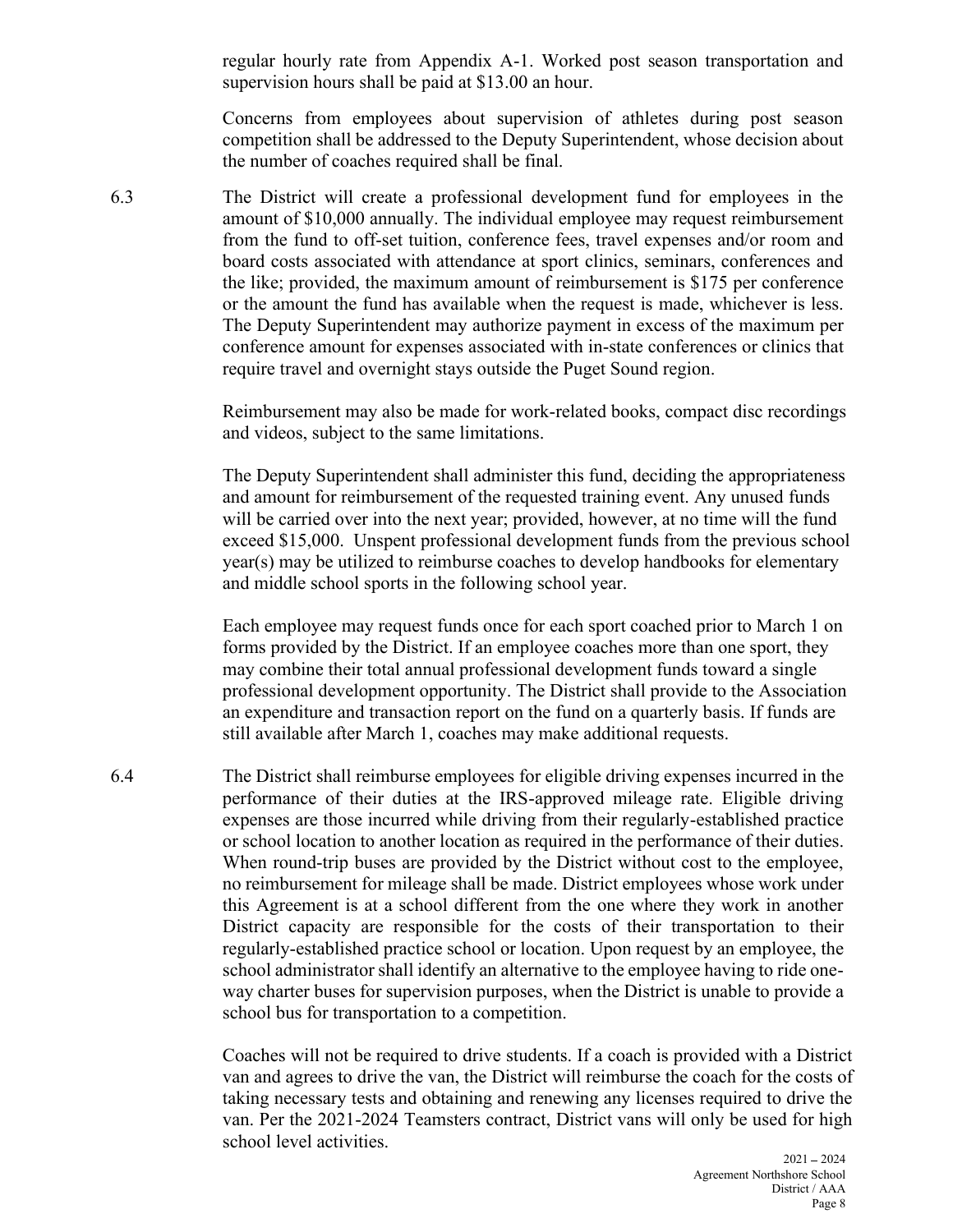regular hourly rate from Appendix A-1. Worked post season transportation and supervision hours shall be paid at $13.00 an hour.

Concerns from employees about supervision of athletes during post season competition shall be addressed to the Deputy Superintendent, whose decision about the number of coaches required shall be final.

6.3 The District will create a professional development fund for employees in the amount of $10,000 annually. The individual employee may request reimbursement from the fund to off-set tuition, conference fees, travel expenses and/or room and board costs associated with attendance at sport clinics, seminars, conferences and the like; provided, the maximum amount of reimbursement is $175 per conference or the amount the fund has available when the request is made, whichever is less. The Deputy Superintendent may authorize payment in excess of the maximum per conference amount for expenses associated with in-state conferences or clinics that require travel and overnight stays outside the Puget Sound region.

Reimbursement may also be made for work-related books, compact disc recordings and videos, subject to the same limitations.

The Deputy Superintendent shall administer this fund, deciding the appropriateness and amount for reimbursement of the requested training event. Any unused funds will be carried over into the next year; provided, however, at no time will the fund exceed $15,000. Unspent professional development funds from the previous school year(s) may be utilized to reimburse coaches to develop handbooks for elementary and middle school sports in the following school year.

Each employee may request funds once for each sport coached prior to March 1 on forms provided by the District. If an employee coaches more than one sport, they may combine their total annual professional development funds toward a single professional development opportunity. The District shall provide to the Association an expenditure and transaction report on the fund on a quarterly basis. If funds are still available after March 1, coaches may make additional requests.

6.4 The District shall reimburse employees for eligible driving expenses incurred in the performance of their duties at the IRS-approved mileage rate. Eligible driving expenses are those incurred while driving from their regularly-established practice or school location to another location as required in the performance of their duties. When round-trip buses are provided by the District without cost to the employee, no reimbursement for mileage shall be made. District employees whose work under this Agreement is at a school different from the one where they work in another District capacity are responsible for the costs of their transportation to their regularly-established practice school or location. Upon request by an employee, the school administrator shall identify an alternative to the employee having to ride one-way charter buses for supervision purposes, when the District is unable to provide a school bus for transportation to a competition.

Coaches will not be required to drive students. If a coach is provided with a District van and agrees to drive the van, the District will reimburse the coach for the costs of taking necessary tests and obtaining and renewing any licenses required to drive the van. Per the 2021-2024 Teamsters contract, District vans will only be used for high school level activities.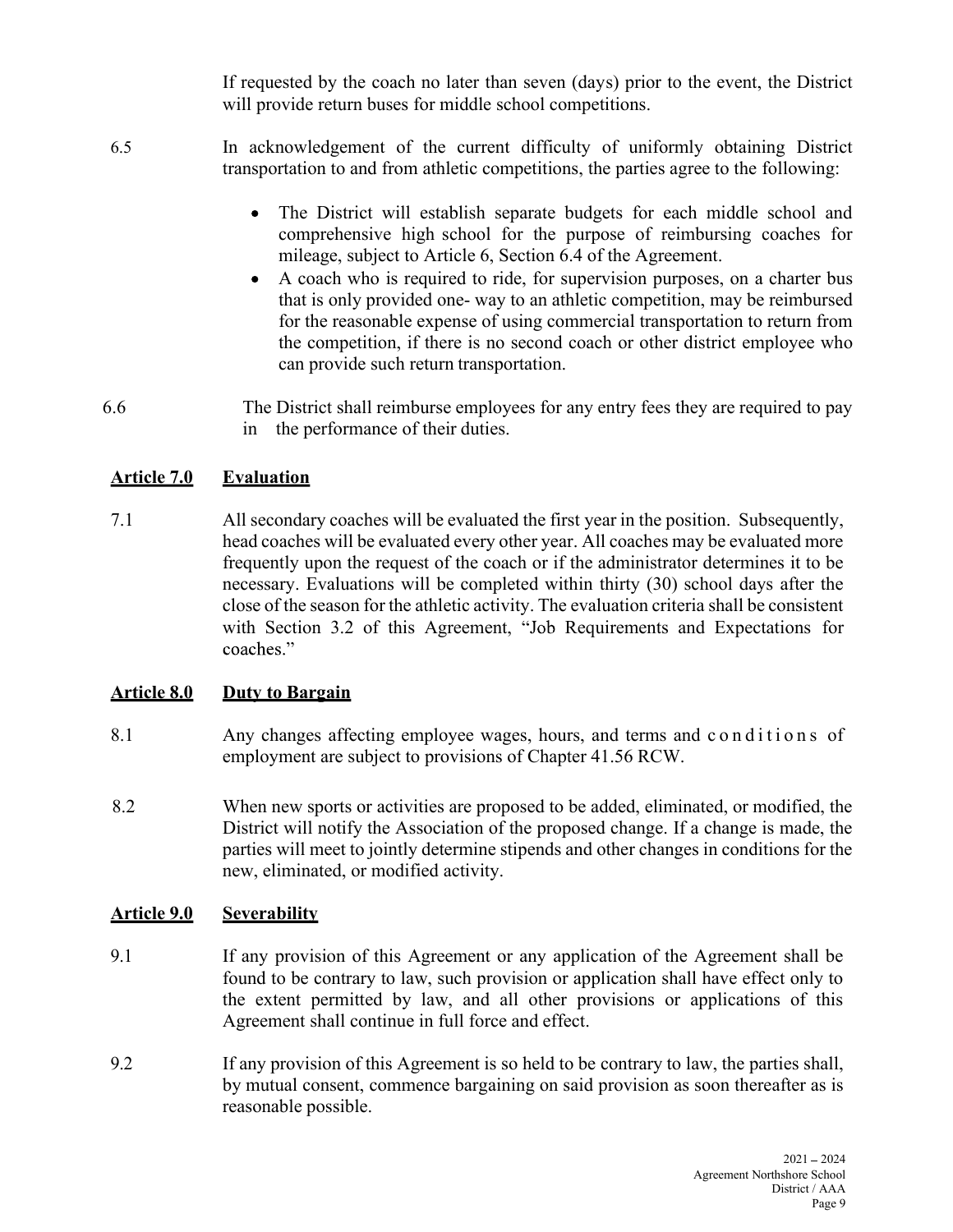If requested by the coach no later than seven (days) prior to the event, the District will provide return buses for middle school competitions.

6.5 In acknowledgement of the current difficulty of uniformly obtaining District transportation to and from athletic competitions, the parties agree to the following:

- The District will establish separate budgets for each middle school and comprehensive high school for the purpose of reimbursing coaches for mileage, subject to Article 6, Section 6.4 of the Agreement.
- A coach who is required to ride, for supervision purposes, on a charter bus that is only provided one- way to an athletic competition, may be reimbursed for the reasonable expense of using commercial transportation to return from the competition, if there is no second coach or other district employee who can provide such return transportation.

6.6 The District shall reimburse employees for any entry fees they are required to pay in the performance of their duties.

## Article 7.0 Evaluation

7.1 All secondary coaches will be evaluated the first year in the position. Subsequently, head coaches will be evaluated every other year. All coaches may be evaluated more frequently upon the request of the coach or if the administrator determines it to be necessary. Evaluations will be completed within thirty (30) school days after the close of the season for the athletic activity. The evaluation criteria shall be consistent with Section 3.2 of this Agreement, "Job Requirements and Expectations for coaches."

## Article 8.0 Duty to Bargain

8.1 Any changes affecting employee wages, hours, and terms and conditions of employment are subject to provisions of Chapter 41.56 RCW.

8.2 When new sports or activities are proposed to be added, eliminated, or modified, the District will notify the Association of the proposed change. If a change is made, the parties will meet to jointly determine stipends and other changes in conditions for the new, eliminated, or modified activity.

## Article 9.0 Severability

9.1 If any provision of this Agreement or any application of the Agreement shall be found to be contrary to law, such provision or application shall have effect only to the extent permitted by law, and all other provisions or applications of this Agreement shall continue in full force and effect.

9.2 If any provision of this Agreement is so held to be contrary to law, the parties shall, by mutual consent, commence bargaining on said provision as soon thereafter as is reasonable possible.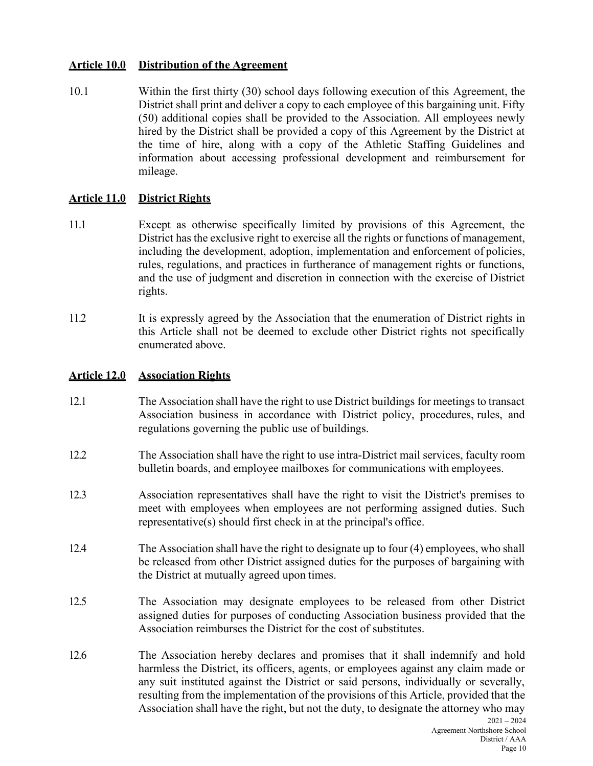## **Article 10.0 Distribution of the Agreement**

10.1 Within the first thirty (30) school days following execution of this Agreement, the District shall print and deliver a copy to each employee of this bargaining unit. Fifty (50) additional copies shall be provided to the Association. All employees newly hired by the District shall be provided a copy of this Agreement by the District at the time of hire, along with a copy of the Athletic Staffing Guidelines and information about accessing professional development and reimbursement for mileage.

## **Article 11.0 District Rights**

11.1 Except as otherwise specifically limited by provisions of this Agreement, the District has the exclusive right to exercise all the rights or functions of management, including the development, adoption, implementation and enforcement of policies, rules, regulations, and practices in furtherance of management rights or functions, and the use of judgment and discretion in connection with the exercise of District rights.

11.2 It is expressly agreed by the Association that the enumeration of District rights in this Article shall not be deemed to exclude other District rights not specifically enumerated above.

## **Article 12.0 Association Rights**

12.1 The Association shall have the right to use District buildings for meetings to transact Association business in accordance with District policy, procedures, rules, and regulations governing the public use of buildings.

12.2 The Association shall have the right to use intra-District mail services, faculty room bulletin boards, and employee mailboxes for communications with employees.

12.3 Association representatives shall have the right to visit the District's premises to meet with employees when employees are not performing assigned duties. Such representative(s) should first check in at the principal's office.

12.4 The Association shall have the right to designate up to four (4) employees, who shall be released from other District assigned duties for the purposes of bargaining with the District at mutually agreed upon times.

12.5 The Association may designate employees to be released from other District assigned duties for purposes of conducting Association business provided that the Association reimburses the District for the cost of substitutes.

12.6 The Association hereby declares and promises that it shall indemnify and hold harmless the District, its officers, agents, or employees against any claim made or any suit instituted against the District or said persons, individually or severally, resulting from the implementation of the provisions of this Article, provided that the Association shall have the right, but not the duty, to designate the attorney who may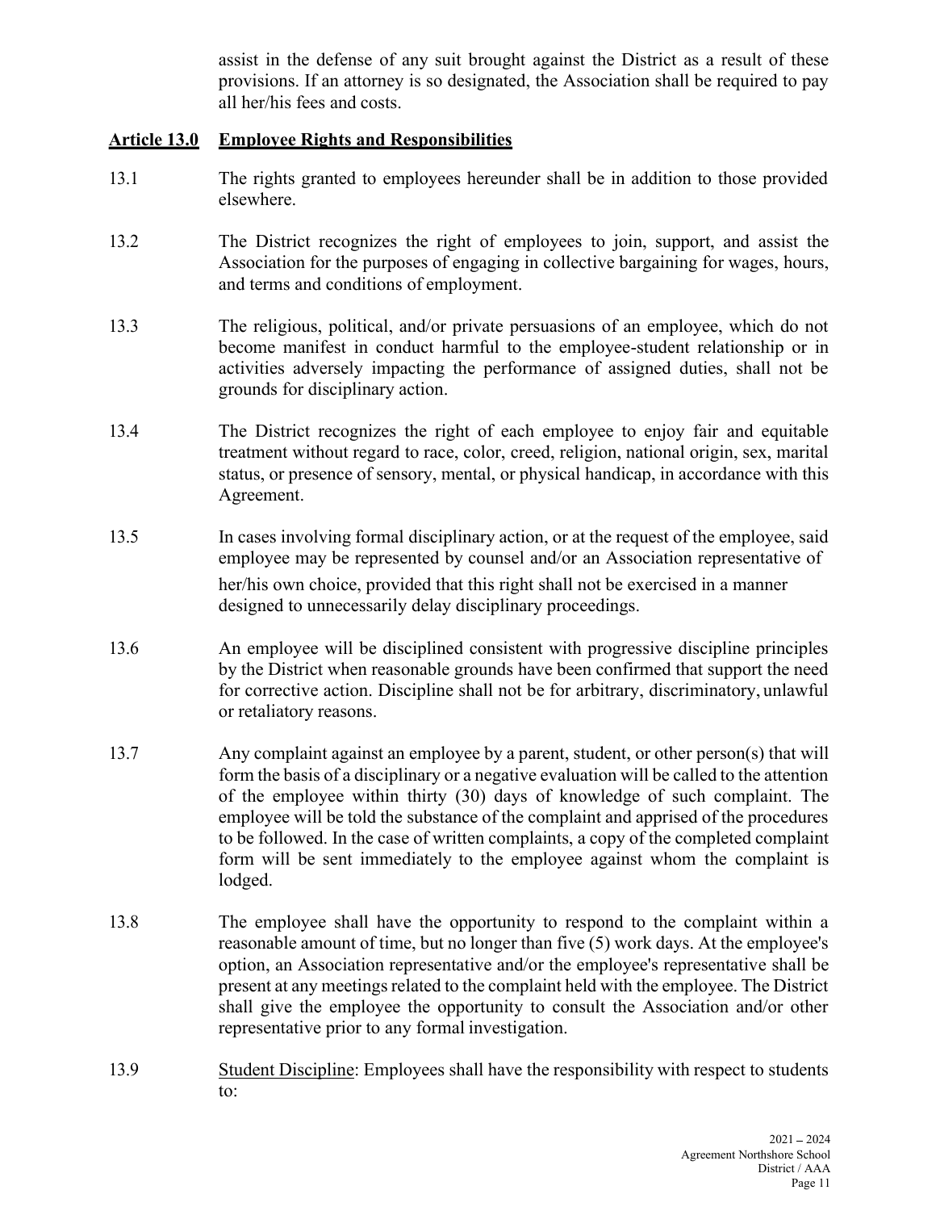assist in the defense of any suit brought against the District as a result of these provisions. If an attorney is so designated, the Association shall be required to pay all her/his fees and costs.

## Article 13.0 Employee Rights and Responsibilities

13.1 The rights granted to employees hereunder shall be in addition to those provided elsewhere.

13.2 The District recognizes the right of employees to join, support, and assist the Association for the purposes of engaging in collective bargaining for wages, hours, and terms and conditions of employment.

13.3 The religious, political, and/or private persuasions of an employee, which do not become manifest in conduct harmful to the employee-student relationship or in activities adversely impacting the performance of assigned duties, shall not be grounds for disciplinary action.

13.4 The District recognizes the right of each employee to enjoy fair and equitable treatment without regard to race, color, creed, religion, national origin, sex, marital status, or presence of sensory, mental, or physical handicap, in accordance with this Agreement.

13.5 In cases involving formal disciplinary action, or at the request of the employee, said employee may be represented by counsel and/or an Association representative of her/his own choice, provided that this right shall not be exercised in a manner designed to unnecessarily delay disciplinary proceedings.

13.6 An employee will be disciplined consistent with progressive discipline principles by the District when reasonable grounds have been confirmed that support the need for corrective action. Discipline shall not be for arbitrary, discriminatory, unlawful or retaliatory reasons.

13.7 Any complaint against an employee by a parent, student, or other person(s) that will form the basis of a disciplinary or a negative evaluation will be called to the attention of the employee within thirty (30) days of knowledge of such complaint. The employee will be told the substance of the complaint and apprised of the procedures to be followed. In the case of written complaints, a copy of the completed complaint form will be sent immediately to the employee against whom the complaint is lodged.

13.8 The employee shall have the opportunity to respond to the complaint within a reasonable amount of time, but no longer than five (5) work days. At the employee's option, an Association representative and/or the employee's representative shall be present at any meetings related to the complaint held with the employee. The District shall give the employee the opportunity to consult the Association and/or other representative prior to any formal investigation.

13.9 Student Discipline: Employees shall have the responsibility with respect to students to: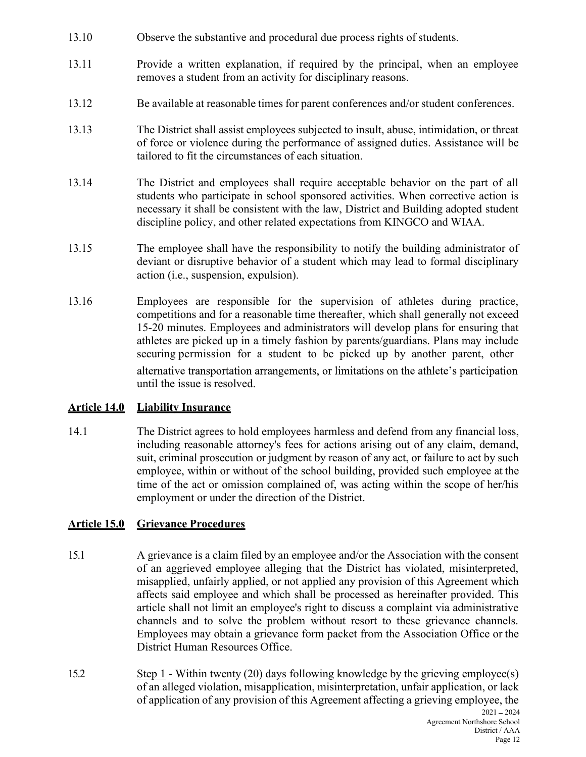13.10 Observe the substantive and procedural due process rights of students.

13.11 Provide a written explanation, if required by the principal, when an employee removes a student from an activity for disciplinary reasons.

13.12 Be available at reasonable times for parent conferences and/or student conferences.

13.13 The District shall assist employees subjected to insult, abuse, intimidation, or threat of force or violence during the performance of assigned duties. Assistance will be tailored to fit the circumstances of each situation.

13.14 The District and employees shall require acceptable behavior on the part of all students who participate in school sponsored activities. When corrective action is necessary it shall be consistent with the law, District and Building adopted student discipline policy, and other related expectations from KINGCO and WIAA.

13.15 The employee shall have the responsibility to notify the building administrator of deviant or disruptive behavior of a student which may lead to formal disciplinary action (i.e., suspension, expulsion).

13.16 Employees are responsible for the supervision of athletes during practice, competitions and for a reasonable time thereafter, which shall generally not exceed 15-20 minutes. Employees and administrators will develop plans for ensuring that athletes are picked up in a timely fashion by parents/guardians. Plans may include securing permission for a student to be picked up by another parent, other alternative transportation arrangements, or limitations on the athlete's participation until the issue is resolved.

## Article 14.0 Liability Insurance

14.1 The District agrees to hold employees harmless and defend from any financial loss, including reasonable attorney's fees for actions arising out of any claim, demand, suit, criminal prosecution or judgment by reason of any act, or failure to act by such employee, within or without of the school building, provided such employee at the time of the act or omission complained of, was acting within the scope of her/his employment or under the direction of the District.

## Article 15.0 Grievance Procedures

15.1 A grievance is a claim filed by an employee and/or the Association with the consent of an aggrieved employee alleging that the District has violated, misinterpreted, misapplied, unfairly applied, or not applied any provision of this Agreement which affects said employee and which shall be processed as hereinafter provided. This article shall not limit an employee's right to discuss a complaint via administrative channels and to solve the problem without resort to these grievance channels. Employees may obtain a grievance form packet from the Association Office or the District Human Resources Office.

15.2 Step 1 - Within twenty (20) days following knowledge by the grieving employee(s) of an alleged violation, misapplication, misinterpretation, unfair application, or lack of application of any provision of this Agreement affecting a grieving employee, the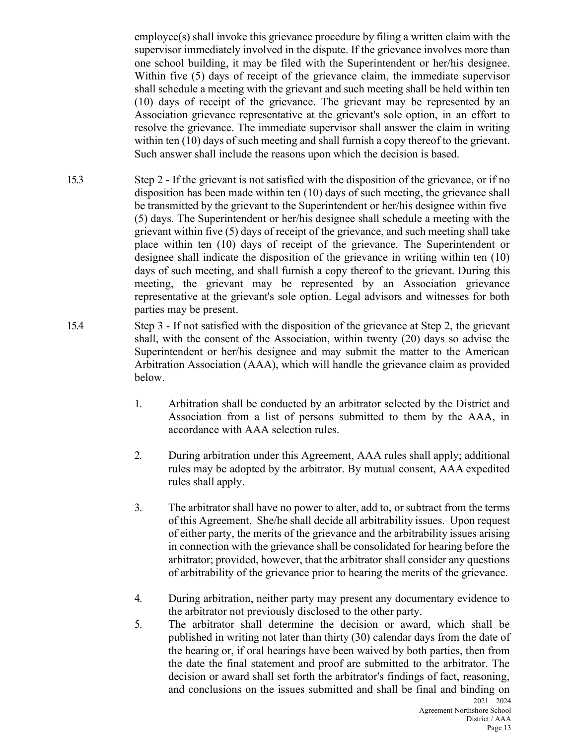employee(s) shall invoke this grievance procedure by filing a written claim with the supervisor immediately involved in the dispute. If the grievance involves more than one school building, it may be filed with the Superintendent or her/his designee. Within five (5) days of receipt of the grievance claim, the immediate supervisor shall schedule a meeting with the grievant and such meeting shall be held within ten (10) days of receipt of the grievance. The grievant may be represented by an Association grievance representative at the grievant's sole option, in an effort to resolve the grievance. The immediate supervisor shall answer the claim in writing within ten (10) days of such meeting and shall furnish a copy thereof to the grievant. Such answer shall include the reasons upon which the decision is based.

15.3 Step 2 - If the grievant is not satisfied with the disposition of the grievance, or if no disposition has been made within ten (10) days of such meeting, the grievance shall be transmitted by the grievant to the Superintendent or her/his designee within five (5) days. The Superintendent or her/his designee shall schedule a meeting with the grievant within five (5) days of receipt of the grievance, and such meeting shall take place within ten (10) days of receipt of the grievance. The Superintendent or designee shall indicate the disposition of the grievance in writing within ten (10) days of such meeting, and shall furnish a copy thereof to the grievant. During this meeting, the grievant may be represented by an Association grievance representative at the grievant's sole option. Legal advisors and witnesses for both parties may be present.

15.4 Step 3 - If not satisfied with the disposition of the grievance at Step 2, the grievant shall, with the consent of the Association, within twenty (20) days so advise the Superintendent or her/his designee and may submit the matter to the American Arbitration Association (AAA), which will handle the grievance claim as provided below.

1. Arbitration shall be conducted by an arbitrator selected by the District and Association from a list of persons submitted to them by the AAA, in accordance with AAA selection rules.

2. During arbitration under this Agreement, AAA rules shall apply; additional rules may be adopted by the arbitrator. By mutual consent, AAA expedited rules shall apply.

3. The arbitrator shall have no power to alter, add to, or subtract from the terms of this Agreement. She/he shall decide all arbitrability issues. Upon request of either party, the merits of the grievance and the arbitrability issues arising in connection with the grievance shall be consolidated for hearing before the arbitrator; provided, however, that the arbitrator shall consider any questions of arbitrability of the grievance prior to hearing the merits of the grievance.

4. During arbitration, neither party may present any documentary evidence to the arbitrator not previously disclosed to the other party.

5. The arbitrator shall determine the decision or award, which shall be published in writing not later than thirty (30) calendar days from the date of the hearing or, if oral hearings have been waived by both parties, then from the date the final statement and proof are submitted to the arbitrator. The decision or award shall set forth the arbitrator's findings of fact, reasoning, and conclusions on the issues submitted and shall be final and binding on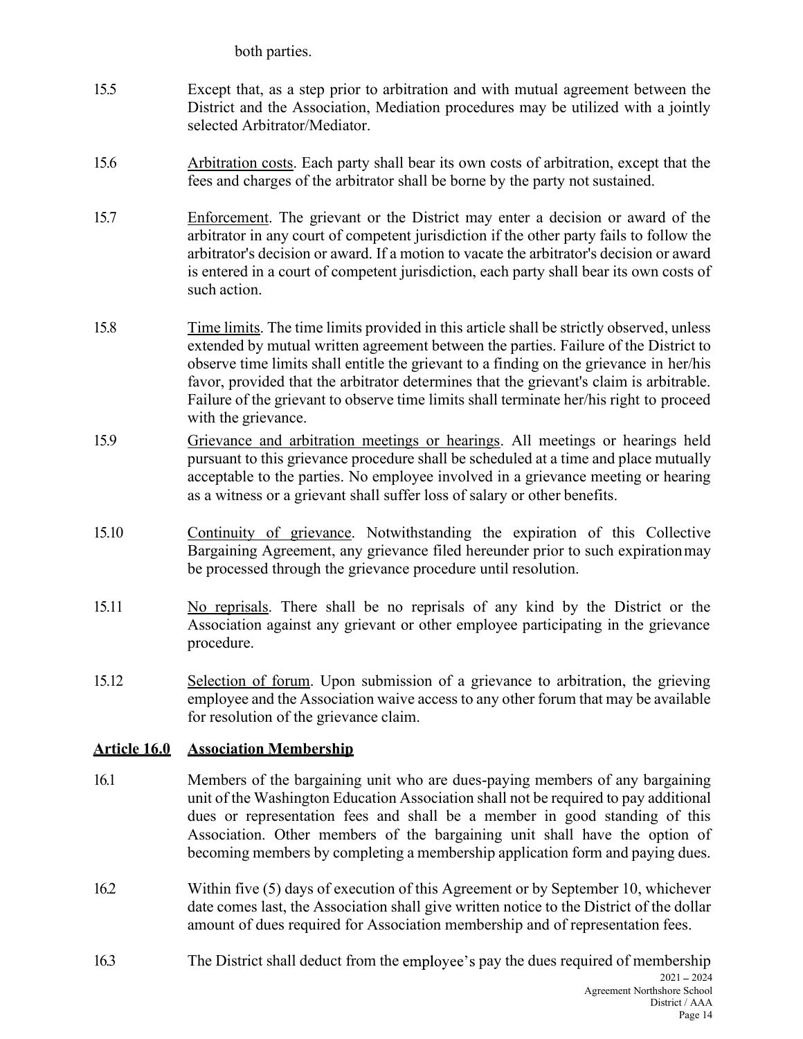both parties.

15.5 Except that, as a step prior to arbitration and with mutual agreement between the District and the Association, Mediation procedures may be utilized with a jointly selected Arbitrator/Mediator.

15.6 Arbitration costs. Each party shall bear its own costs of arbitration, except that the fees and charges of the arbitrator shall be borne by the party not sustained.

15.7 Enforcement. The grievant or the District may enter a decision or award of the arbitrator in any court of competent jurisdiction if the other party fails to follow the arbitrator's decision or award. If a motion to vacate the arbitrator's decision or award is entered in a court of competent jurisdiction, each party shall bear its own costs of such action.

15.8 Time limits. The time limits provided in this article shall be strictly observed, unless extended by mutual written agreement between the parties. Failure of the District to observe time limits shall entitle the grievant to a finding on the grievance in her/his favor, provided that the arbitrator determines that the grievant's claim is arbitrable. Failure of the grievant to observe time limits shall terminate her/his right to proceed with the grievance.

15.9 Grievance and arbitration meetings or hearings. All meetings or hearings held pursuant to this grievance procedure shall be scheduled at a time and place mutually acceptable to the parties. No employee involved in a grievance meeting or hearing as a witness or a grievant shall suffer loss of salary or other benefits.

15.10 Continuity of grievance. Notwithstanding the expiration of this Collective Bargaining Agreement, any grievance filed hereunder prior to such expiration may be processed through the grievance procedure until resolution.

15.11 No reprisals. There shall be no reprisals of any kind by the District or the Association against any grievant or other employee participating in the grievance procedure.

15.12 Selection of forum. Upon submission of a grievance to arbitration, the grieving employee and the Association waive access to any other forum that may be available for resolution of the grievance claim.

## Article 16.0 Association Membership

16.1 Members of the bargaining unit who are dues-paying members of any bargaining unit of the Washington Education Association shall not be required to pay additional dues or representation fees and shall be a member in good standing of this Association. Other members of the bargaining unit shall have the option of becoming members by completing a membership application form and paying dues.

16.2 Within five (5) days of execution of this Agreement or by September 10, whichever date comes last, the Association shall give written notice to the District of the dollar amount of dues required for Association membership and of representation fees.

16.3 The District shall deduct from the employee's pay the dues required of membership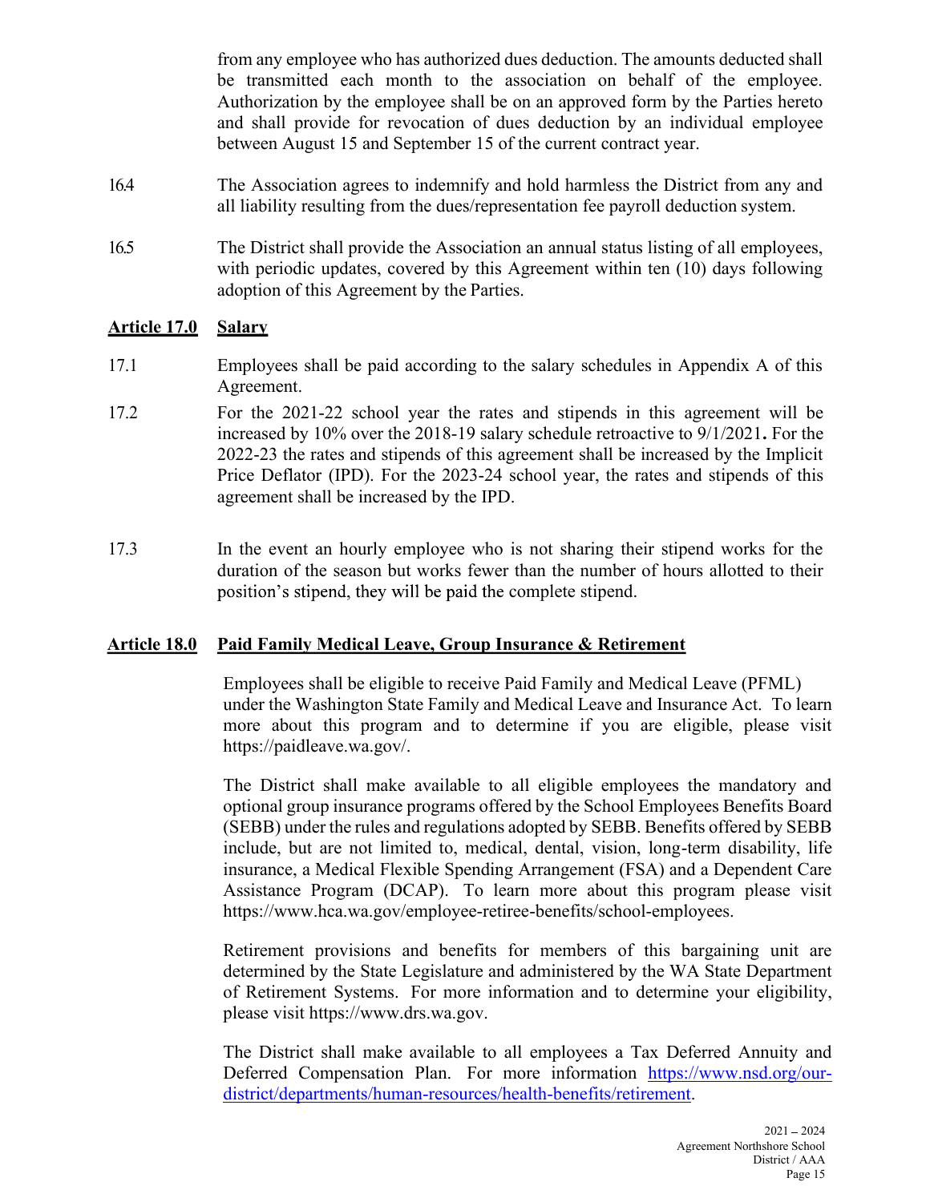from any employee who has authorized dues deduction. The amounts deducted shall be transmitted each month to the association on behalf of the employee. Authorization by the employee shall be on an approved form by the Parties hereto and shall provide for revocation of dues deduction by an individual employee between August 15 and September 15 of the current contract year.

16.4 The Association agrees to indemnify and hold harmless the District from any and all liability resulting from the dues/representation fee payroll deduction system.

16.5 The District shall provide the Association an annual status listing of all employees, with periodic updates, covered by this Agreement within ten (10) days following adoption of this Agreement by the Parties.

## **Article 17.0 Salary**

17.1 Employees shall be paid according to the salary schedules in Appendix A of this Agreement.

17.2 For the 2021-22 school year the rates and stipends in this agreement will be increased by 10% over the 2018-19 salary schedule retroactive to 9/1/2021**.** For the 2022-23 the rates and stipends of this agreement shall be increased by the Implicit Price Deflator (IPD). For the 2023-24 school year, the rates and stipends of this agreement shall be increased by the IPD.

17.3 In the event an hourly employee who is not sharing their stipend works for the duration of the season but works fewer than the number of hours allotted to their position's stipend, they will be paid the complete stipend.

## **Article 18.0 Paid Family Medical Leave, Group Insurance & Retirement**

Employees shall be eligible to receive Paid Family and Medical Leave (PFML) under the Washington State Family and Medical Leave and Insurance Act. To learn more about this program and to determine if you are eligible, please visit https://paidleave.wa.gov/.

The District shall make available to all eligible employees the mandatory and optional group insurance programs offered by the School Employees Benefits Board (SEBB) under the rules and regulations adopted by SEBB. Benefits offered by SEBB include, but are not limited to, medical, dental, vision, long-term disability, life insurance, a Medical Flexible Spending Arrangement (FSA) and a Dependent Care Assistance Program (DCAP). To learn more about this program please visit https://www.hca.wa.gov/employee-retiree-benefits/school-employees.

Retirement provisions and benefits for members of this bargaining unit are determined by the State Legislature and administered by the WA State Department of Retirement Systems. For more information and to determine your eligibility, please visit https://www.drs.wa.gov.

The District shall make available to all employees a Tax Deferred Annuity and Deferred Compensation Plan. For more information [https://www.nsd.org/our-district/departments/human-resources/health-benefits/retirement](https://www.nsd.org/our-district/departments/human-resources/health-benefits/retirement).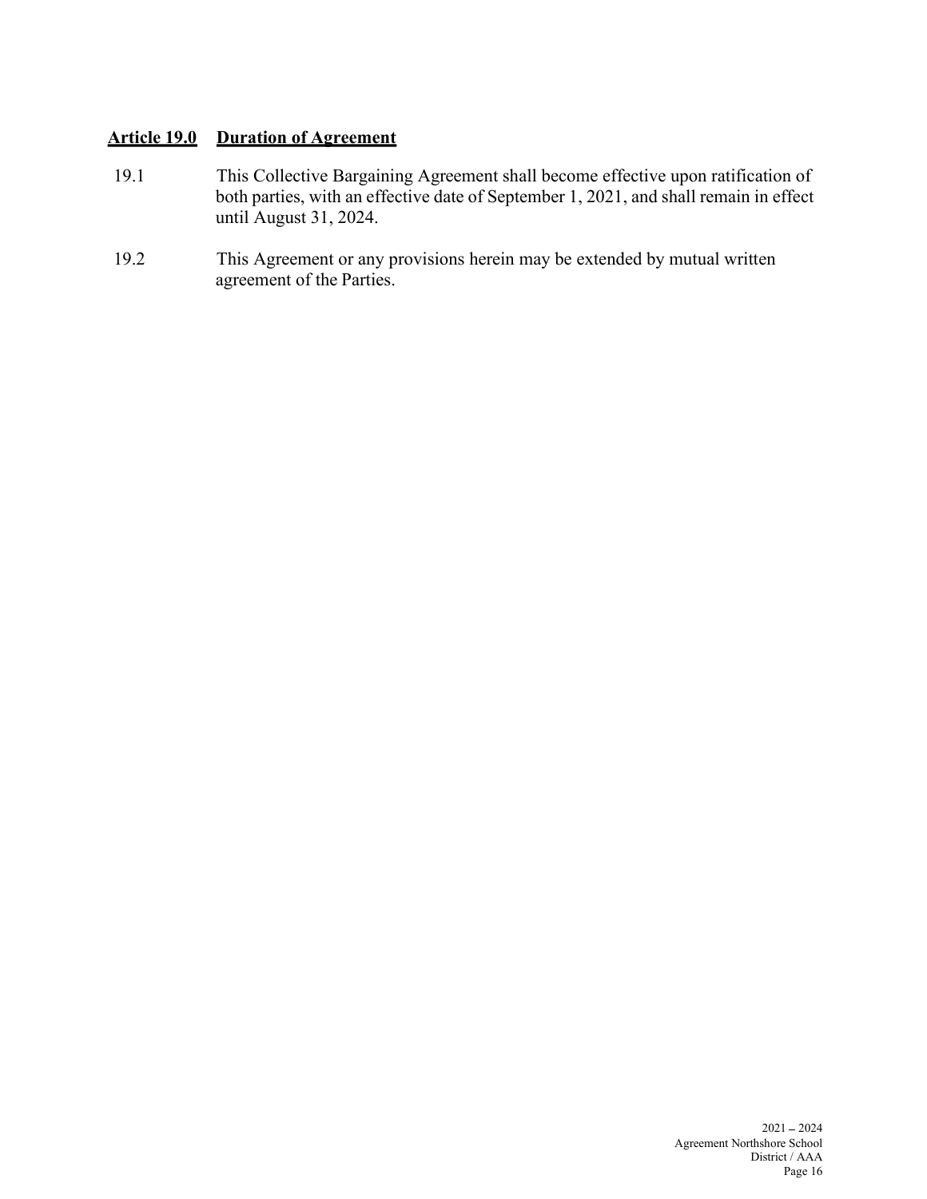## **Article 19.0 Duration of Agreement**

19.1 This Collective Bargaining Agreement shall become effective upon ratification of both parties, with an effective date of September 1, 2021, and shall remain in effect until August 31, 2024.

19.2 This Agreement or any provisions herein may be extended by mutual written agreement of the Parties.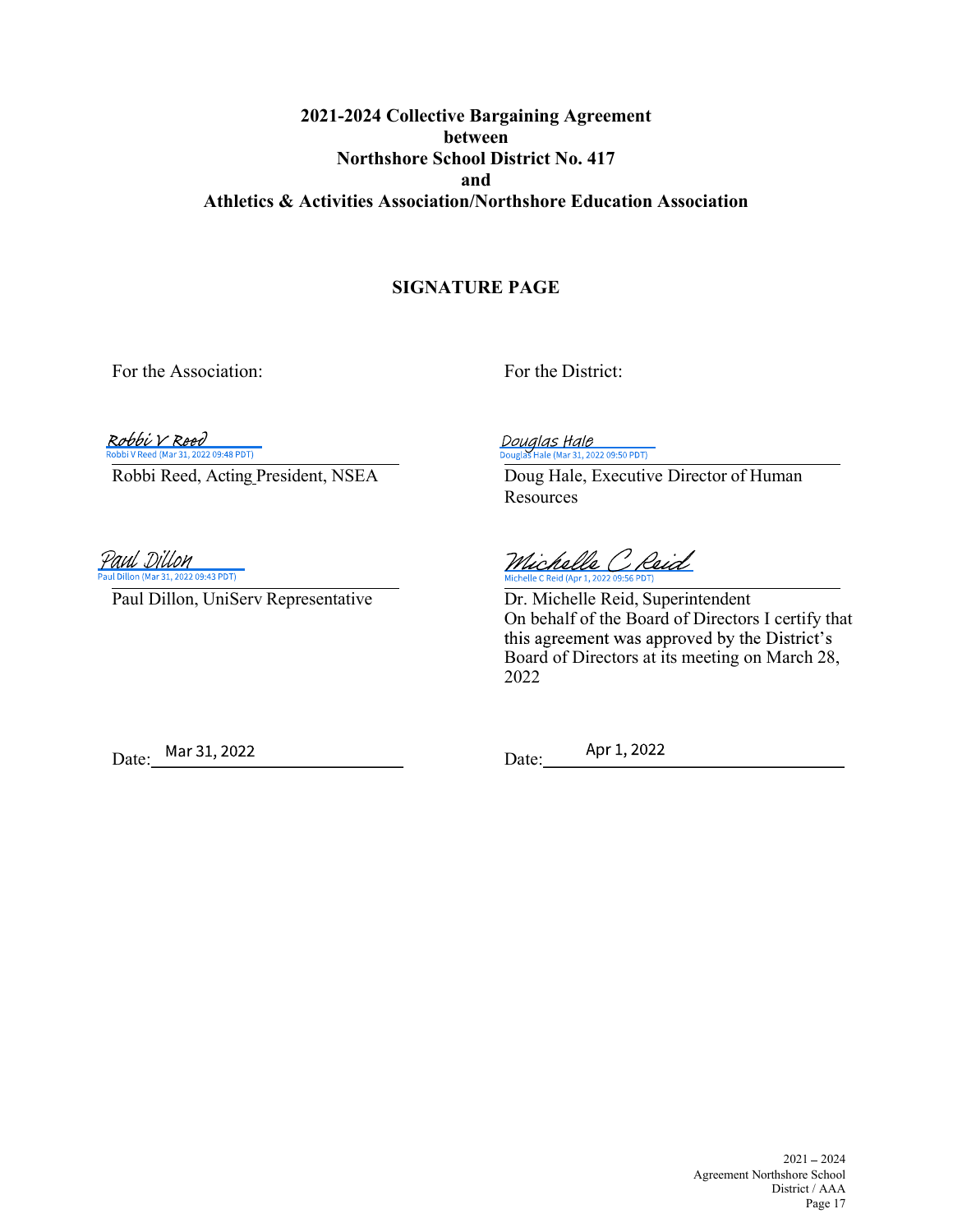**2021-2024 Collective Bargaining Agreement**
**between**
**Northshore School District No. 417**
**and**
**Athletics & Activities Association/Northshore Education Association**

## SIGNATURE PAGE

| For the Association: | For the District: |
|---|---|
| Robbi V Reed<br>Robbi V Reed (Mar 31, 2022 09:48 PDT) | Douglas Hale<br>Douglas Hale (Mar 31, 2022 09:50 PDT) |
| Robbi Reed, Acting President, NSEA | Doug Hale, Executive Director of Human Resources |
| Paul Dillon<br>Paul Dillon (Mar 31, 2022 09:43 PDT) | Michelle C Reid<br>Michelle C Reid (Apr 1, 2022 09:56 PDT) |
| Paul Dillon, UniServ Representative | Dr. Michelle Reid, Superintendent<br>On behalf of the Board of Directors I certify that this agreement was approved by the District's Board of Directors at its meeting on March 28, 2022 |
| Date: Mar 31, 2022 | Date: Apr 1, 2022 |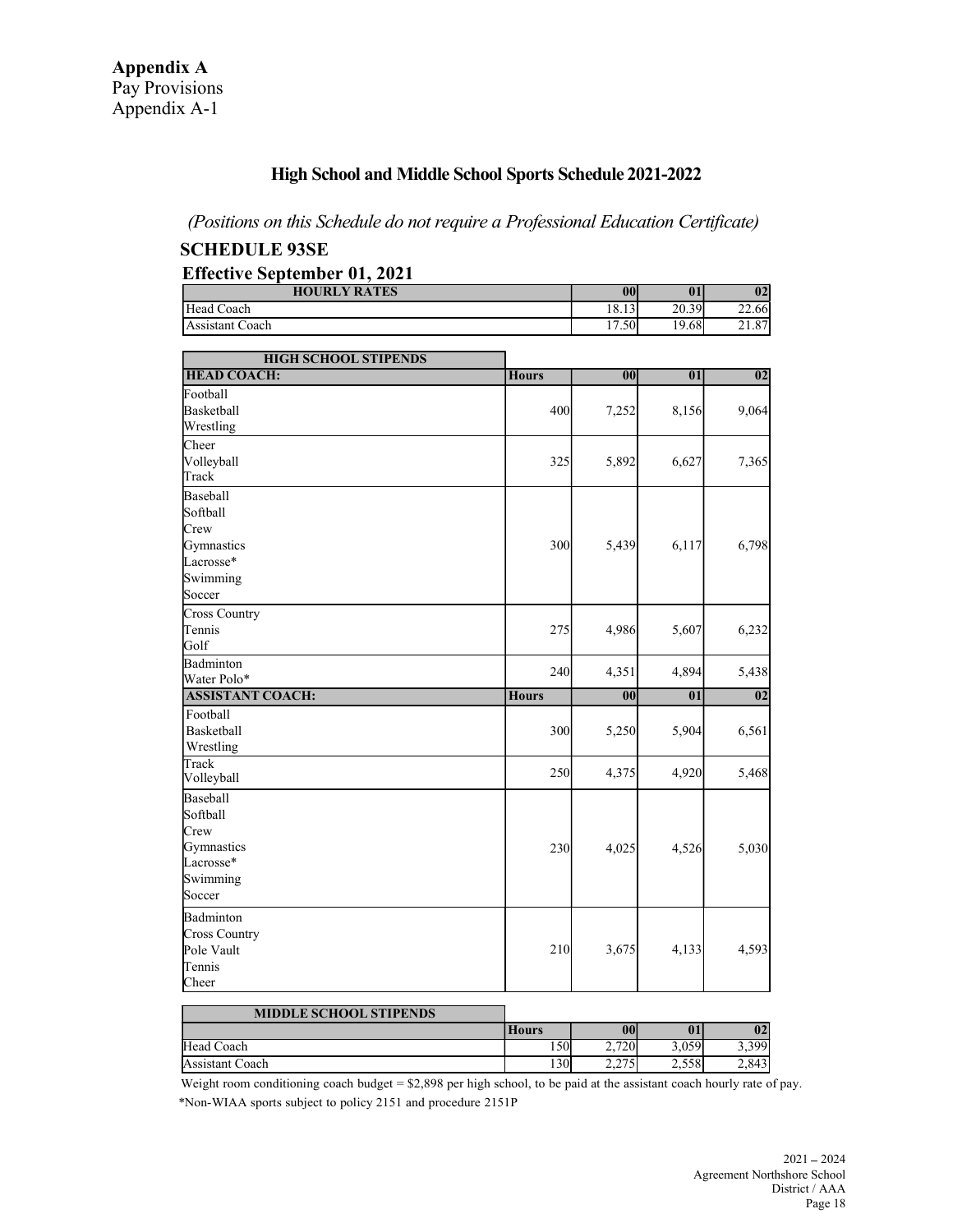**Appendix A**
Pay Provisions
Appendix A-1

## High School and Middle School Sports Schedule 2021-2022

*(Positions on this Schedule do not require a Professional Education Certificate)*

### SCHEDULE 93SE

### Effective September 01, 2021

| HOURLY RATES | 00 | 01 | 02 |
|---|---|---|---|
| Head Coach | 18.13 | 20.39 | 22.66 |
| Assistant Coach | 17.50 | 19.68 | 21.87 |

| HIGH SCHOOL STIPENDS | | | | |
|---|---|---|---|---|
| **HEAD COACH:** | **Hours** | **00** | **01** | **02** |
| Football<br>Basketball<br>Wrestling | 400 | 7,252 | 8,156 | 9,064 |
| Cheer<br>Volleyball<br>Track | 325 | 5,892 | 6,627 | 7,365 |
| Baseball<br>Softball<br>Crew<br>Gymnastics<br>Lacrosse*<br>Swimming<br>Soccer | 300 | 5,439 | 6,117 | 6,798 |
| Cross Country<br>Tennis<br>Golf | 275 | 4,986 | 5,607 | 6,232 |
| Badminton<br>Water Polo* | 240 | 4,351 | 4,894 | 5,438 |
| **ASSISTANT COACH:** | **Hours** | **00** | **01** | **02** |
| Football<br>Basketball<br>Wrestling | 300 | 5,250 | 5,904 | 6,561 |
| Track<br>Volleyball | 250 | 4,375 | 4,920 | 5,468 |
| Baseball<br>Softball<br>Crew<br>Gymnastics<br>Lacrosse*<br>Swimming<br>Soccer | 230 | 4,025 | 4,526 | 5,030 |
| Badminton<br>Cross Country<br>Pole Vault<br>Tennis<br>Cheer | 210 | 3,675 | 4,133 | 4,593 |

| MIDDLE SCHOOL STIPENDS | | | | |
|---|---|---|---|---|
| | **Hours** | **00** | **01** | **02** |
| Head Coach | 150 | 2,720 | 3,059 | 3,399 |
| Assistant Coach | 130 | 2,275 | 2,558 | 2,843 |

Weight room conditioning coach budget = $2,898 per high school, to be paid at the assistant coach hourly rate of pay.

*Non-WIAA sports subject to policy 2151 and procedure 2151P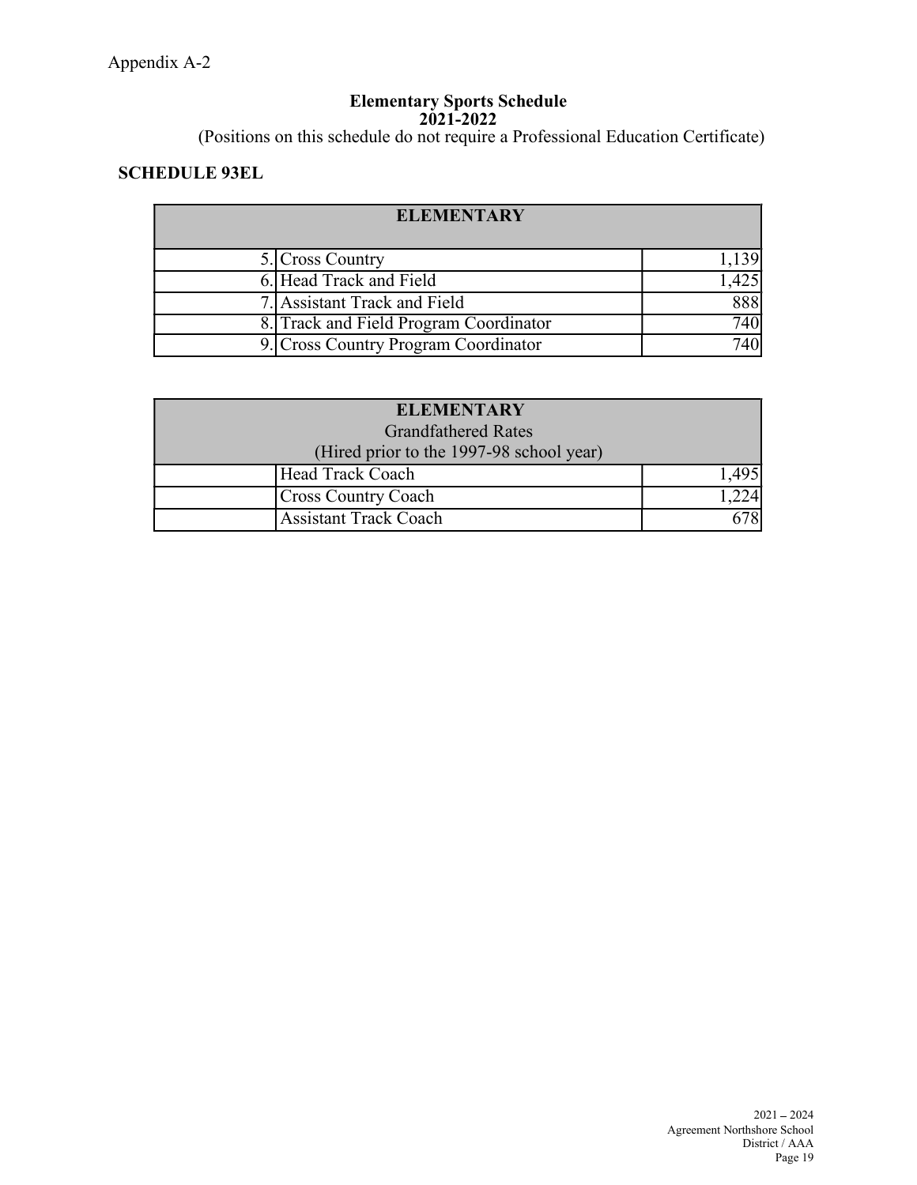Appendix A-2

## Elementary Sports Schedule
## 2021-2022

(Positions on this schedule do not require a Professional Education Certificate)

### SCHEDULE 93EL

| ELEMENTARY | | |
|---|---|---|
| 5. | Cross Country | 1,139 |
| 6. | Head Track and Field | 1,425 |
| 7. | Assistant Track and Field | 888 |
| 8. | Track and Field Program Coordinator | 740 |
| 9. | Cross Country Program Coordinator | 740 |

| ELEMENTARY<br>Grandfathered Rates<br>(Hired prior to the 1997-98 school year) | | |
|---|---|---|
| | Head Track Coach | 1,495 |
| | Cross Country Coach | 1,224 |
| | Assistant Track Coach | 678 |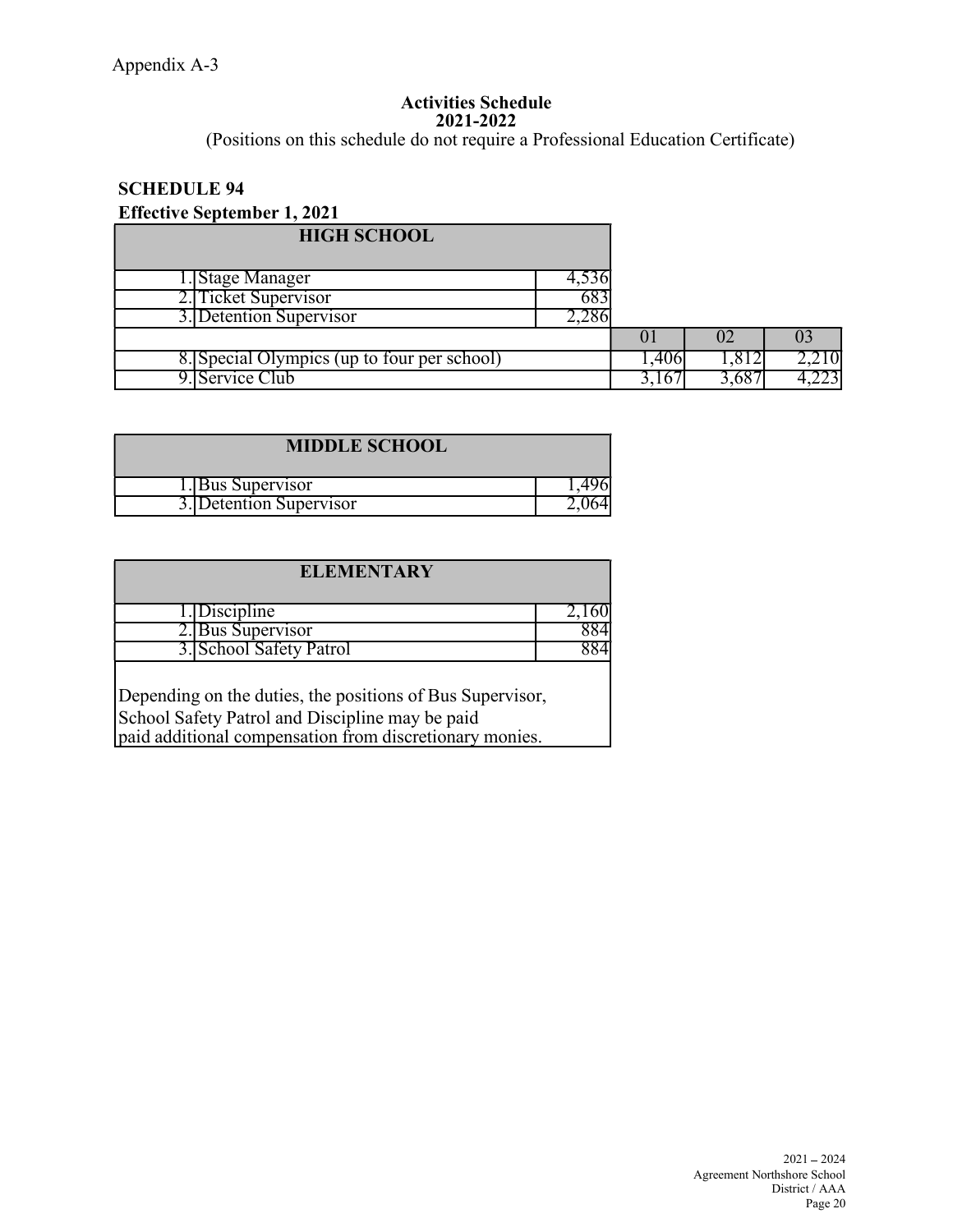Appendix A-3

**Activities Schedule**
**2021-2022**
(Positions on this schedule do not require a Professional Education Certificate)

**SCHEDULE 94**
**Effective September 1, 2021**

| HIGH SCHOOL | | | | | |
|---|---|---|---|---|---|
| 1. | Stage Manager | 4,536 | | | |
| 2. | Ticket Supervisor | 683 | | | |
| 3. | Detention Supervisor | 2,286 | | | |
| | | | 01 | 02 | 03 |
| 8. | Special Olympics (up to four per school) | | 1,406 | 1,812 | 2,210 |
| 9. | Service Club | | 3,167 | 3,687 | 4,223 |

| MIDDLE SCHOOL | | |
|---|---|---|
| 1. | Bus Supervisor | 1,496 |
| 3. | Detention Supervisor | 2,064 |

| ELEMENTARY | | |
|---|---|---|
| 1. | Discipline | 2,160 |
| 2. | Bus Supervisor | 884 |
| 3. | School Safety Patrol | 884 |

Depending on the duties, the positions of Bus Supervisor, School Safety Patrol and Discipline may be paid paid additional compensation from discretionary monies.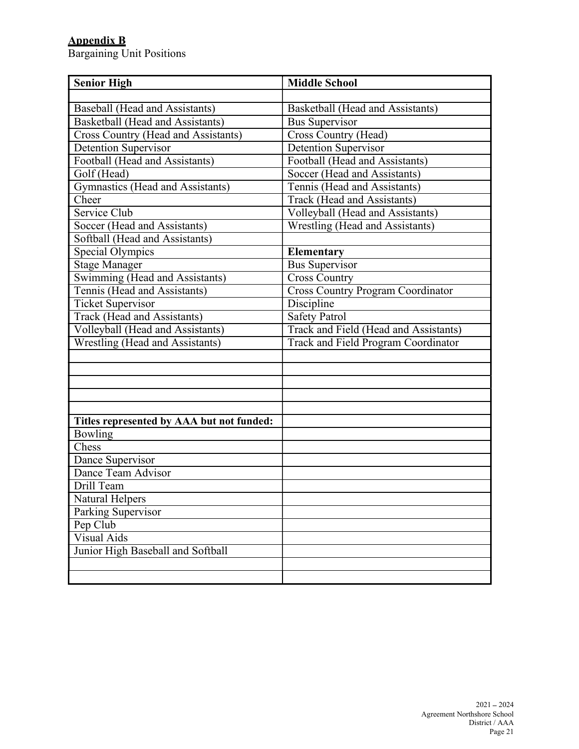**Appendix B**
Bargaining Unit Positions

| Senior High | Middle School |
|---|---|
| | |
| Baseball (Head and Assistants) | Basketball (Head and Assistants) |
| Basketball (Head and Assistants) | Bus Supervisor |
| Cross Country (Head and Assistants) | Cross Country (Head) |
| Detention Supervisor | Detention Supervisor |
| Football (Head and Assistants) | Football (Head and Assistants) |
| Golf (Head) | Soccer (Head and Assistants) |
| Gymnastics (Head and Assistants) | Tennis (Head and Assistants) |
| Cheer | Track (Head and Assistants) |
| Service Club | Volleyball (Head and Assistants) |
| Soccer (Head and Assistants) | Wrestling (Head and Assistants) |
| Softball (Head and Assistants) | |
| Special Olympics | **Elementary** |
| Stage Manager | Bus Supervisor |
| Swimming (Head and Assistants) | Cross Country |
| Tennis (Head and Assistants) | Cross Country Program Coordinator |
| Ticket Supervisor | Discipline |
| Track (Head and Assistants) | Safety Patrol |
| Volleyball (Head and Assistants) | Track and Field (Head and Assistants) |
| Wrestling (Head and Assistants) | Track and Field Program Coordinator |
| | |
| | |
| | |
| | |
| | |
| **Titles represented by AAA but not funded:** | |
| Bowling | |
| Chess | |
| Dance Supervisor | |
| Dance Team Advisor | |
| Drill Team | |
| Natural Helpers | |
| Parking Supervisor | |
| Pep Club | |
| Visual Aids | |
| Junior High Baseball and Softball | |
| | |
| | |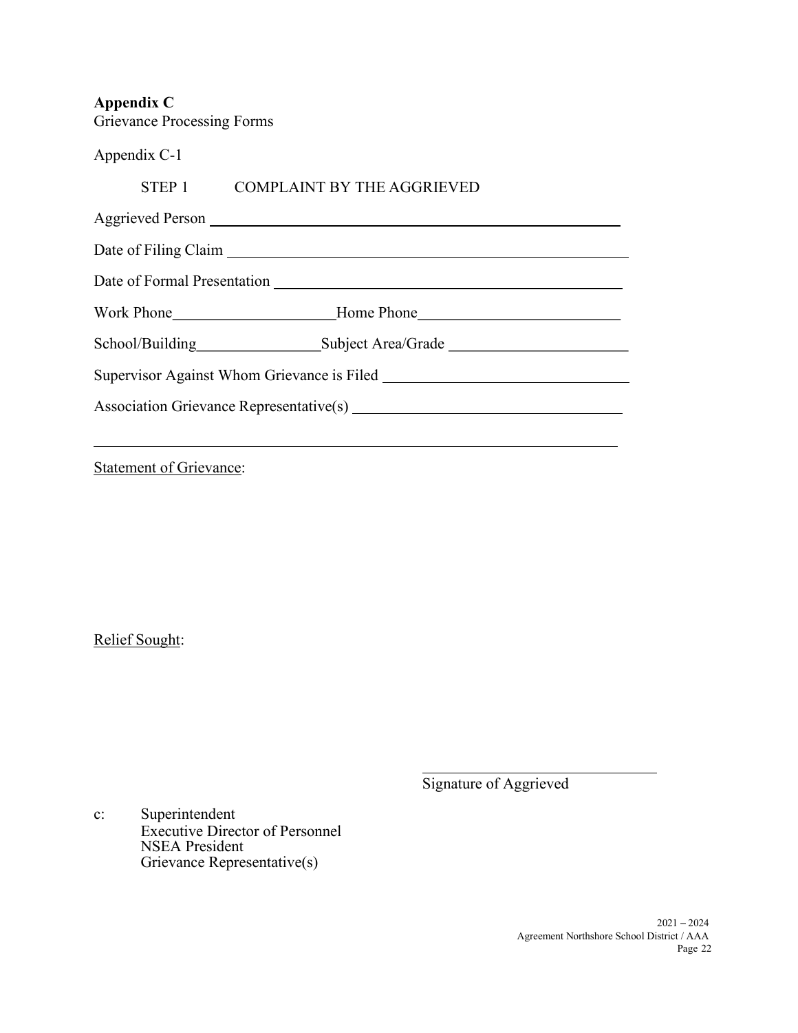**Appendix C**
Grievance Processing Forms

Appendix C-1

STEP 1 COMPLAINT BY THE AGGRIEVED

Aggrieved Person ______________________________

Date of Filing Claim ______________________________

Date of Formal Presentation ______________________________

Work Phone ______________ Home Phone ______________

School/Building ______________ Subject Area/Grade ______________

Supervisor Against Whom Grievance is Filed ______________________________

Association Grievance Representative(s) ______________________________

______________________________

Statement of Grievance:

Relief Sought:

______________________________
Signature of Aggrieved

c: Superintendent
Executive Director of Personnel
NSEA President
Grievance Representative(s)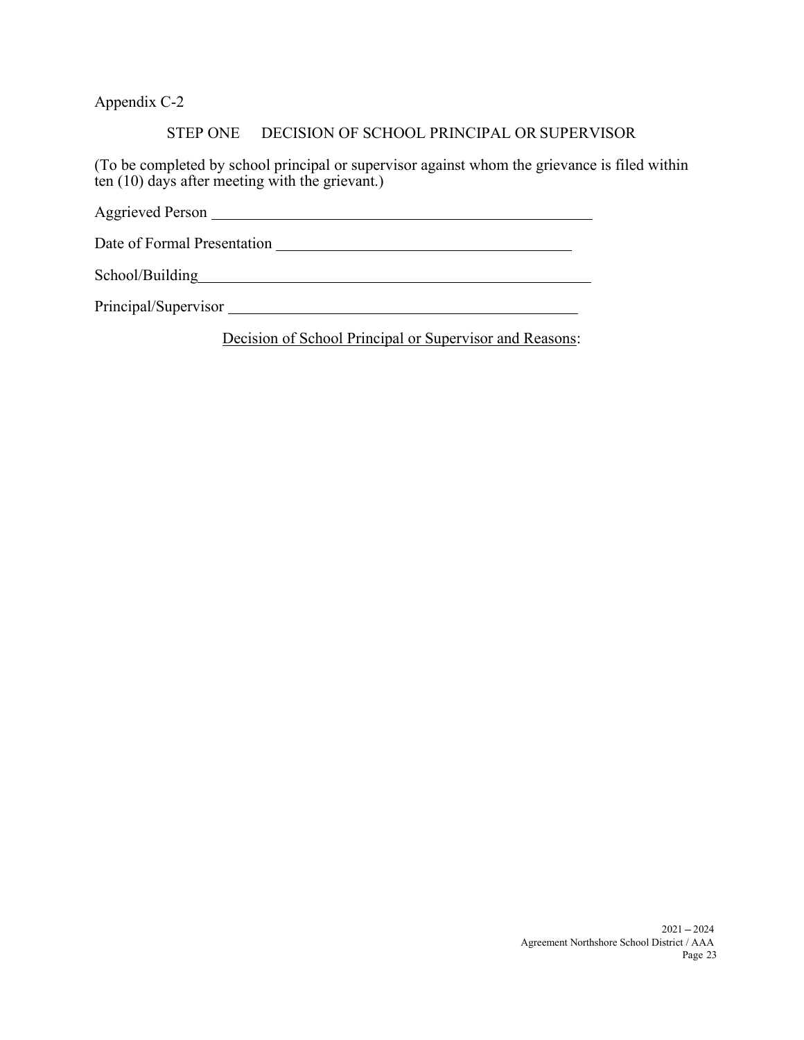Appendix C-2

## STEP ONE DECISION OF SCHOOL PRINCIPAL OR SUPERVISOR

(To be completed by school principal or supervisor against whom the grievance is filed within ten (10) days after meeting with the grievant.)

Aggrieved Person \_\_\_\_\_\_\_\_\_\_\_\_\_\_\_\_\_\_\_\_\_\_\_\_\_\_\_\_\_\_\_\_\_\_\_\_\_\_\_\_\_\_\_\_\_\_\_\_

Date of Formal Presentation \_\_\_\_\_\_\_\_\_\_\_\_\_\_\_\_\_\_\_\_\_\_\_\_\_\_\_\_\_\_\_\_\_\_\_\_\_\_

School/Building\_\_\_\_\_\_\_\_\_\_\_\_\_\_\_\_\_\_\_\_\_\_\_\_\_\_\_\_\_\_\_\_\_\_\_\_\_\_\_\_\_\_\_\_\_\_\_\_\_\_

Principal/Supervisor \_\_\_\_\_\_\_\_\_\_\_\_\_\_\_\_\_\_\_\_\_\_\_\_\_\_\_\_\_\_\_\_\_\_\_\_\_\_\_\_\_\_\_\_\_\_

<u>Decision of School Principal or Supervisor and Reasons</u>: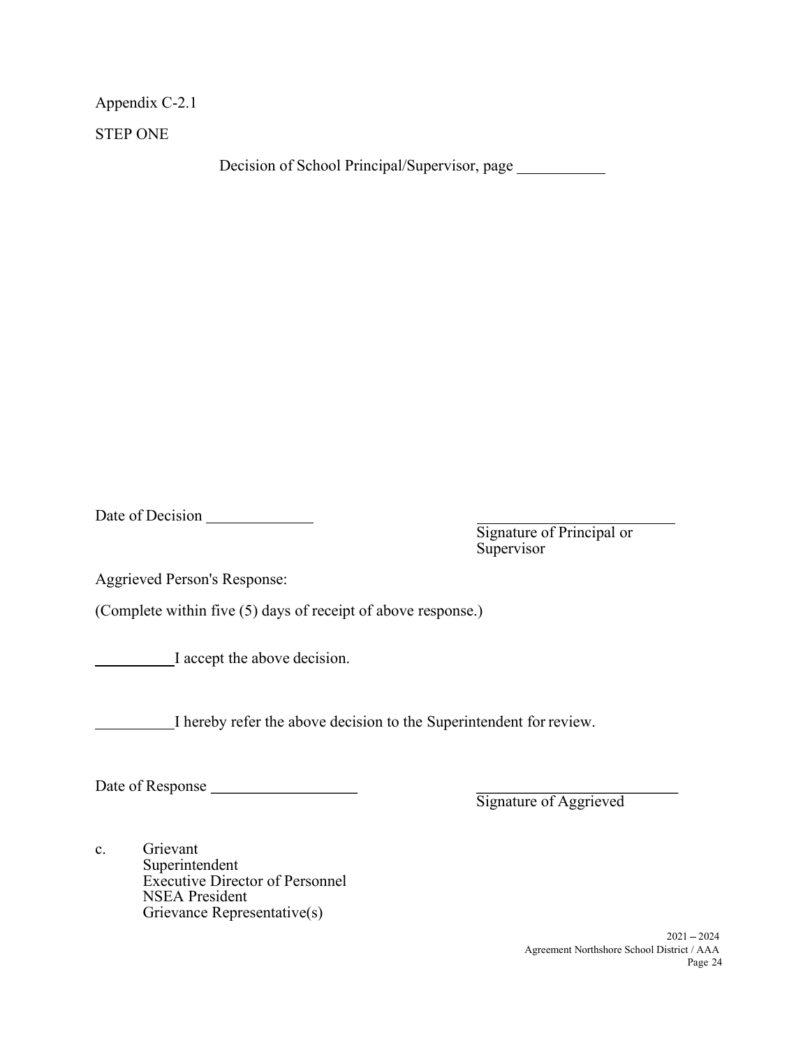Appendix C-2.1

STEP ONE

Decision of School Principal/Supervisor, page ___________

Date of Decision _____________

_________________________
Signature of Principal or Supervisor

Aggrieved Person's Response:

(Complete within five (5) days of receipt of above response.)

__________ I accept the above decision.

__________ I hereby refer the above decision to the Superintendent for review.

Date of Response __________________

_________________________
Signature of Aggrieved

c. Grievant
   Superintendent
   Executive Director of Personnel
   NSEA President
   Grievance Representative(s)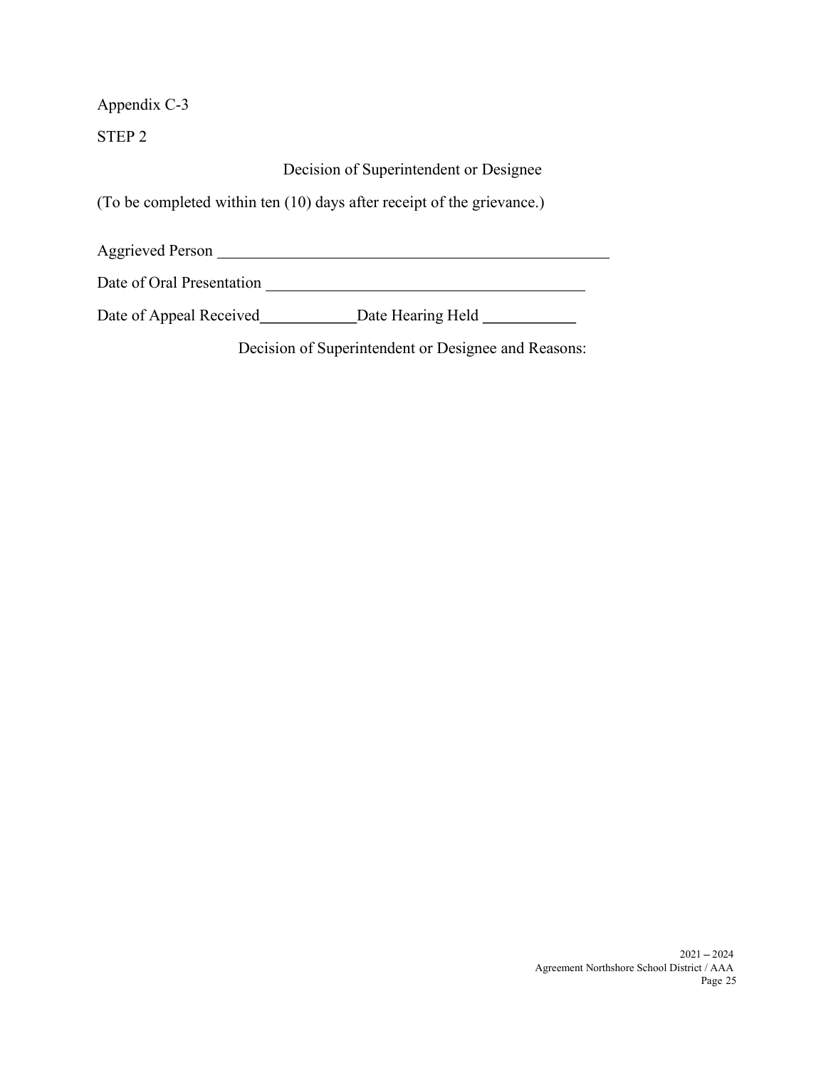Appendix C-3

STEP 2

## Decision of Superintendent or Designee

(To be completed within ten (10) days after receipt of the grievance.)

Aggrieved Person ______________________________________________

Date of Oral Presentation ____________________________________

Date of Appeal Received____________Date Hearing Held ___________

Decision of Superintendent or Designee and Reasons: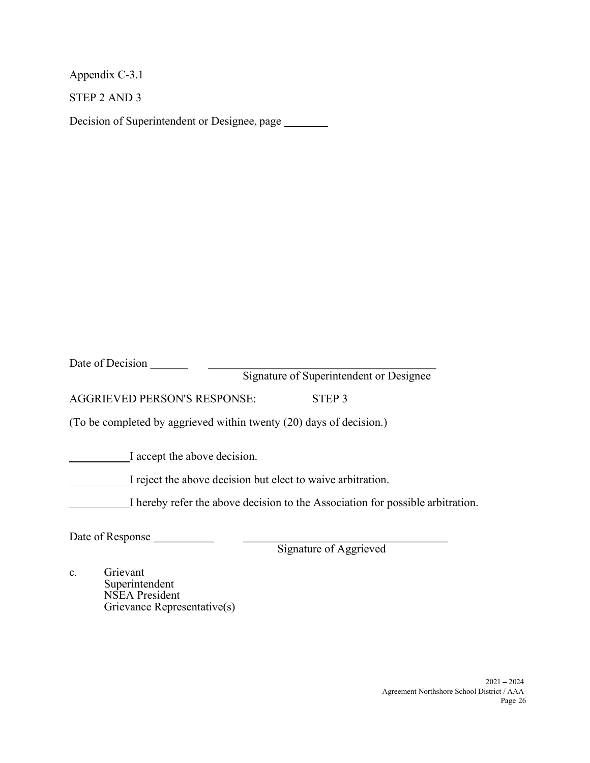Appendix C-3.1

STEP 2 AND 3

Decision of Superintendent or Designee, page ________

Date of Decision _______ ________________________________________

Signature of Superintendent or Designee

AGGRIEVED PERSON'S RESPONSE: STEP 3

(To be completed by aggrieved within twenty (20) days of decision.)

__________ I accept the above decision.

__________ I reject the above decision but elect to waive arbitration.

__________ I hereby refer the above decision to the Association for possible arbitration.

Date of Response ___________ ____________________________________

Signature of Aggrieved

c. Grievant
Superintendent
NSEA President
Grievance Representative(s)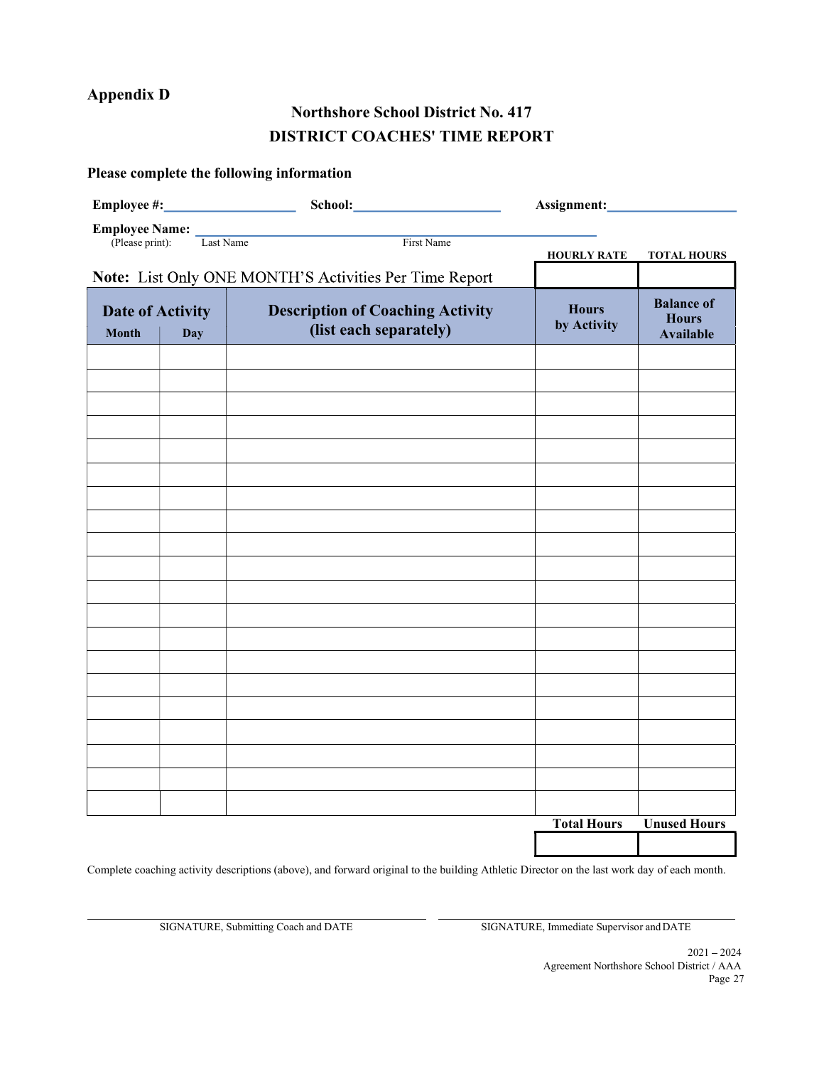**Appendix D**

## Northshore School District No. 417
## DISTRICT COACHES' TIME REPORT

**Please complete the following information**

**Employee #:**\_\_\_\_\_\_\_\_\_\_\_\_\_\_\_\_\_\_ **School:**\_\_\_\_\_\_\_\_\_\_\_\_\_\_\_\_\_\_\_\_ **Assignment:**\_\_\_\_\_\_\_\_\_\_\_\_\_\_\_\_\_\_

**Employee Name:** \_\_\_\_\_\_\_\_\_\_\_\_\_\_\_\_\_\_\_\_\_\_\_\_\_\_\_\_\_\_\_\_\_\_\_\_\_\_\_\_\_\_\_\_\_\_\_\_\_\_
(Please print): Last Name First Name

| | | | **HOURLY RATE** | **TOTAL HOURS** |
|---|---|---|---|---|
| **Note:** List Only ONE MONTH'S Activities Per Time Report | | | | |
| **Date of Activity** | | **Description of Coaching Activity (list each separately)** | **Hours by Activity** | **Balance of Hours Available** |
| **Month** | **Day** | | | |
| | | | | |
| | | | | |
| | | | | |
| | | | | |
| | | | | |
| | | | | |
| | | | | |
| | | | | |
| | | | | |
| | | | | |
| | | | | |
| | | | | |
| | | | | |
| | | | | |
| | | | | |
| | | | | |
| | | | | |
| | | | | |
| | | | | |
| | | | | |
| | | | **Total Hours** | **Unused Hours** |
| | | | | |

Complete coaching activity descriptions (above), and forward original to the building Athletic Director on the last work day of each month.

\_\_\_\_\_\_\_\_\_\_\_\_\_\_\_\_\_\_\_\_\_\_\_\_\_\_\_\_\_\_\_\_\_\_\_\_
SIGNATURE, Submitting Coach and DATE

\_\_\_\_\_\_\_\_\_\_\_\_\_\_\_\_\_\_\_\_\_\_\_\_\_\_\_\_\_\_\_\_\_\_\_\_
SIGNATURE, Immediate Supervisor and DATE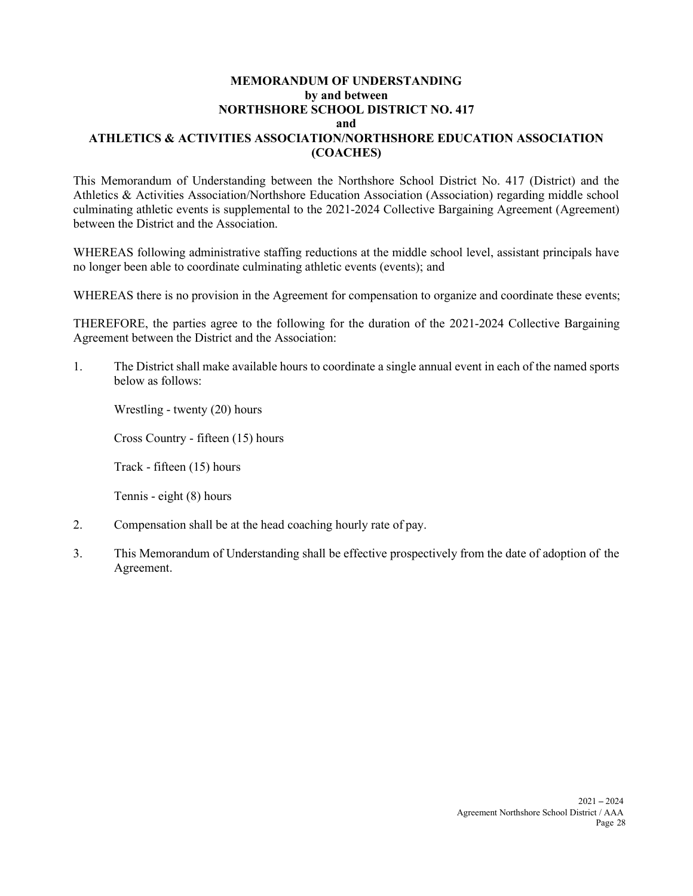**MEMORANDUM OF UNDERSTANDING**
**by and between**
**NORTHSHORE SCHOOL DISTRICT NO. 417**
**and**
**ATHLETICS & ACTIVITIES ASSOCIATION/NORTHSHORE EDUCATION ASSOCIATION (COACHES)**

This Memorandum of Understanding between the Northshore School District No. 417 (District) and the Athletics & Activities Association/Northshore Education Association (Association) regarding middle school culminating athletic events is supplemental to the 2021-2024 Collective Bargaining Agreement (Agreement) between the District and the Association.

WHEREAS following administrative staffing reductions at the middle school level, assistant principals have no longer been able to coordinate culminating athletic events (events); and

WHEREAS there is no provision in the Agreement for compensation to organize and coordinate these events;

THEREFORE, the parties agree to the following for the duration of the 2021-2024 Collective Bargaining Agreement between the District and the Association:

1. The District shall make available hours to coordinate a single annual event in each of the named sports below as follows:

   Wrestling - twenty (20) hours

   Cross Country - fifteen (15) hours

   Track - fifteen (15) hours

   Tennis - eight (8) hours

2. Compensation shall be at the head coaching hourly rate of pay.

3. This Memorandum of Understanding shall be effective prospectively from the date of adoption of the Agreement.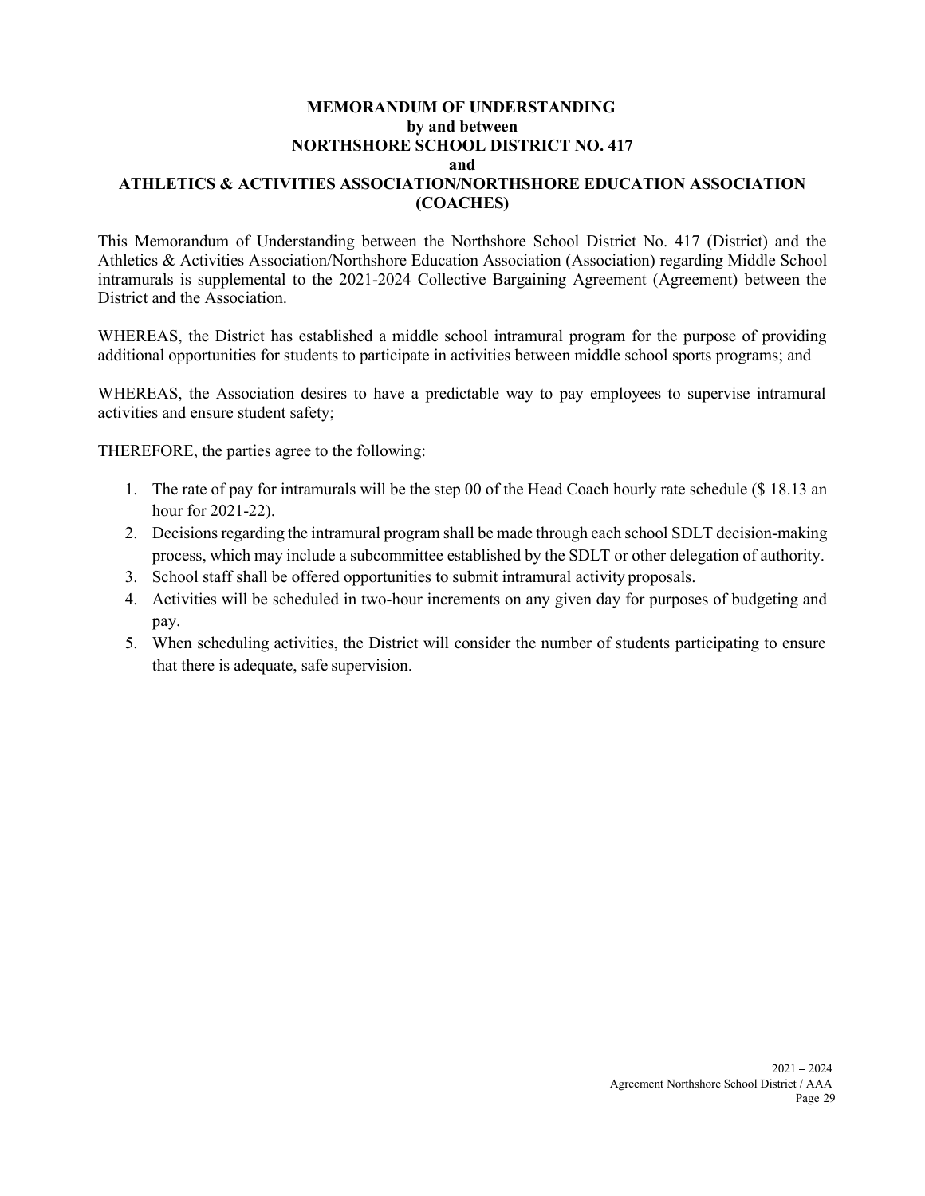# MEMORANDUM OF UNDERSTANDING
## by and between
## NORTHSHORE SCHOOL DISTRICT NO. 417
## and
## ATHLETICS & ACTIVITIES ASSOCIATION/NORTHSHORE EDUCATION ASSOCIATION (COACHES)

This Memorandum of Understanding between the Northshore School District No. 417 (District) and the Athletics & Activities Association/Northshore Education Association (Association) regarding Middle School intramurals is supplemental to the 2021-2024 Collective Bargaining Agreement (Agreement) between the District and the Association.

WHEREAS, the District has established a middle school intramural program for the purpose of providing additional opportunities for students to participate in activities between middle school sports programs; and

WHEREAS, the Association desires to have a predictable way to pay employees to supervise intramural activities and ensure student safety;

THEREFORE, the parties agree to the following:

1. The rate of pay for intramurals will be the step 00 of the Head Coach hourly rate schedule ($ 18.13 an hour for 2021-22).
2. Decisions regarding the intramural program shall be made through each school SDLT decision-making process, which may include a subcommittee established by the SDLT or other delegation of authority.
3. School staff shall be offered opportunities to submit intramural activity proposals.
4. Activities will be scheduled in two-hour increments on any given day for purposes of budgeting and pay.
5. When scheduling activities, the District will consider the number of students participating to ensure that there is adequate, safe supervision.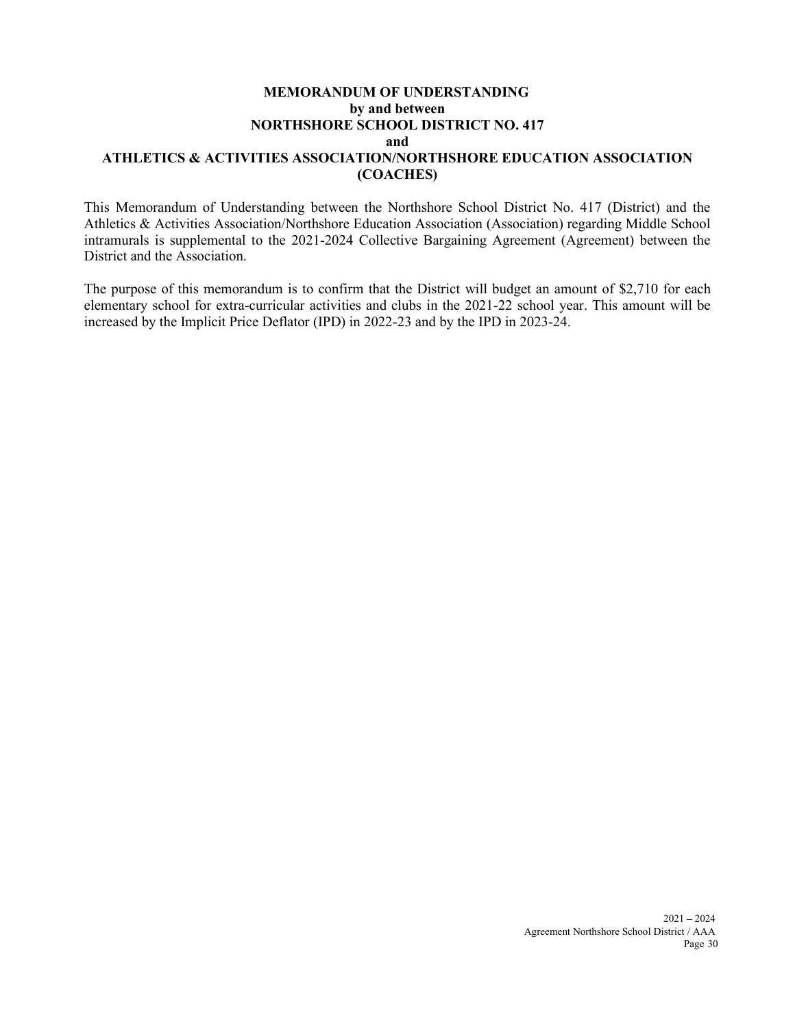**MEMORANDUM OF UNDERSTANDING**
**by and between**
**NORTHSHORE SCHOOL DISTRICT NO. 417**
**and**
**ATHLETICS & ACTIVITIES ASSOCIATION/NORTHSHORE EDUCATION ASSOCIATION (COACHES)**

This Memorandum of Understanding between the Northshore School District No. 417 (District) and the Athletics & Activities Association/Northshore Education Association (Association) regarding Middle School intramurals is supplemental to the 2021-2024 Collective Bargaining Agreement (Agreement) between the District and the Association.

The purpose of this memorandum is to confirm that the District will budget an amount of $2,710 for each elementary school for extra-curricular activities and clubs in the 2021-22 school year. This amount will be increased by the Implicit Price Deflator (IPD) in 2022-23 and by the IPD in 2023-24.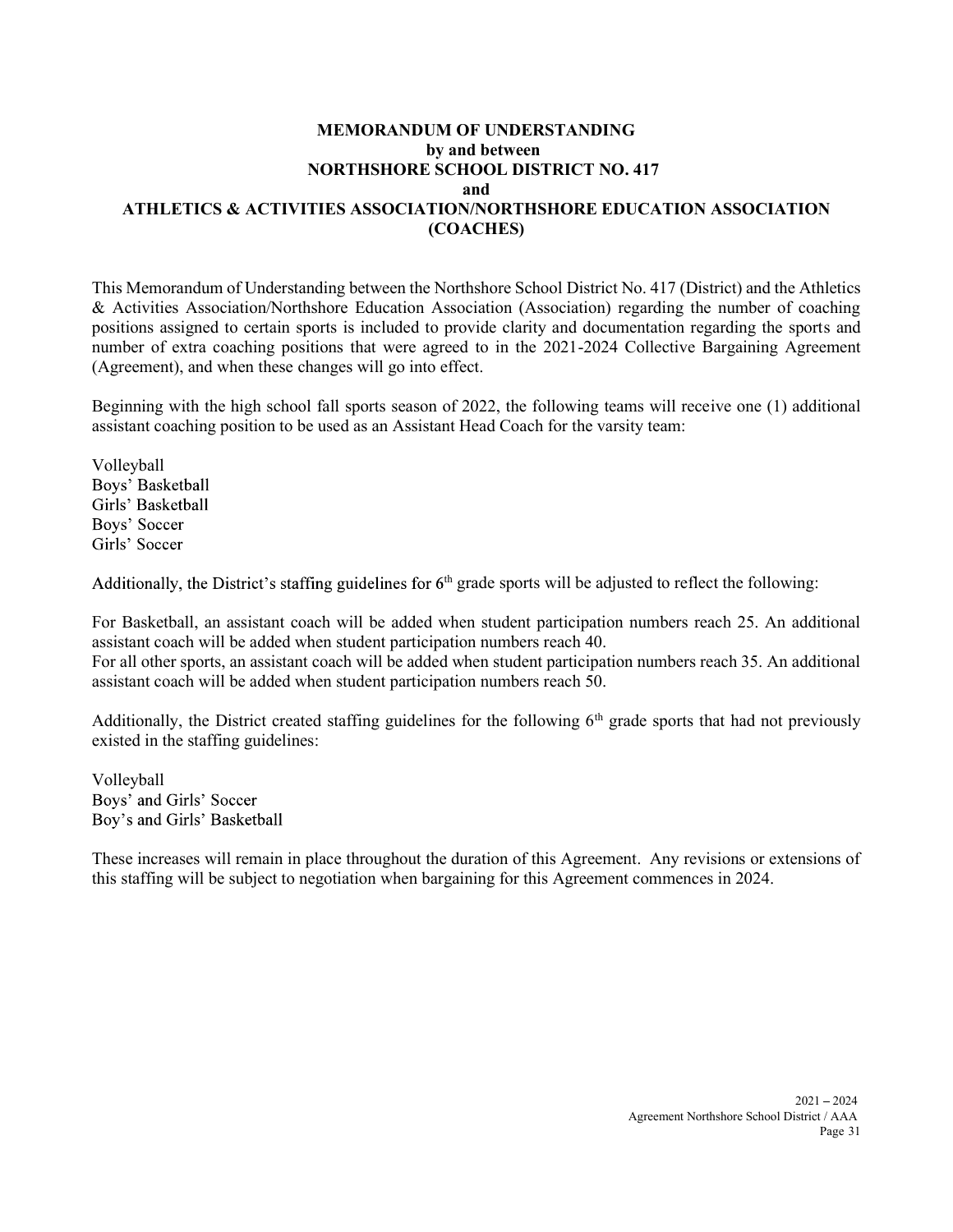# MEMORANDUM OF UNDERSTANDING
## by and between
## NORTHSHORE SCHOOL DISTRICT NO. 417
## and
## ATHLETICS & ACTIVITIES ASSOCIATION/NORTHSHORE EDUCATION ASSOCIATION (COACHES)

This Memorandum of Understanding between the Northshore School District No. 417 (District) and the Athletics & Activities Association/Northshore Education Association (Association) regarding the number of coaching positions assigned to certain sports is included to provide clarity and documentation regarding the sports and number of extra coaching positions that were agreed to in the 2021-2024 Collective Bargaining Agreement (Agreement), and when these changes will go into effect.

Beginning with the high school fall sports season of 2022, the following teams will receive one (1) additional assistant coaching position to be used as an Assistant Head Coach for the varsity team:

Volleyball
Boys' Basketball
Girls' Basketball
Boys' Soccer
Girls' Soccer

Additionally, the District's staffing guidelines for 6th grade sports will be adjusted to reflect the following:

For Basketball, an assistant coach will be added when student participation numbers reach 25. An additional assistant coach will be added when student participation numbers reach 40.
For all other sports, an assistant coach will be added when student participation numbers reach 35. An additional assistant coach will be added when student participation numbers reach 50.

Additionally, the District created staffing guidelines for the following 6th grade sports that had not previously existed in the staffing guidelines:

Volleyball
Boys' and Girls' Soccer
Boy's and Girls' Basketball

These increases will remain in place throughout the duration of this Agreement. Any revisions or extensions of this staffing will be subject to negotiation when bargaining for this Agreement commences in 2024.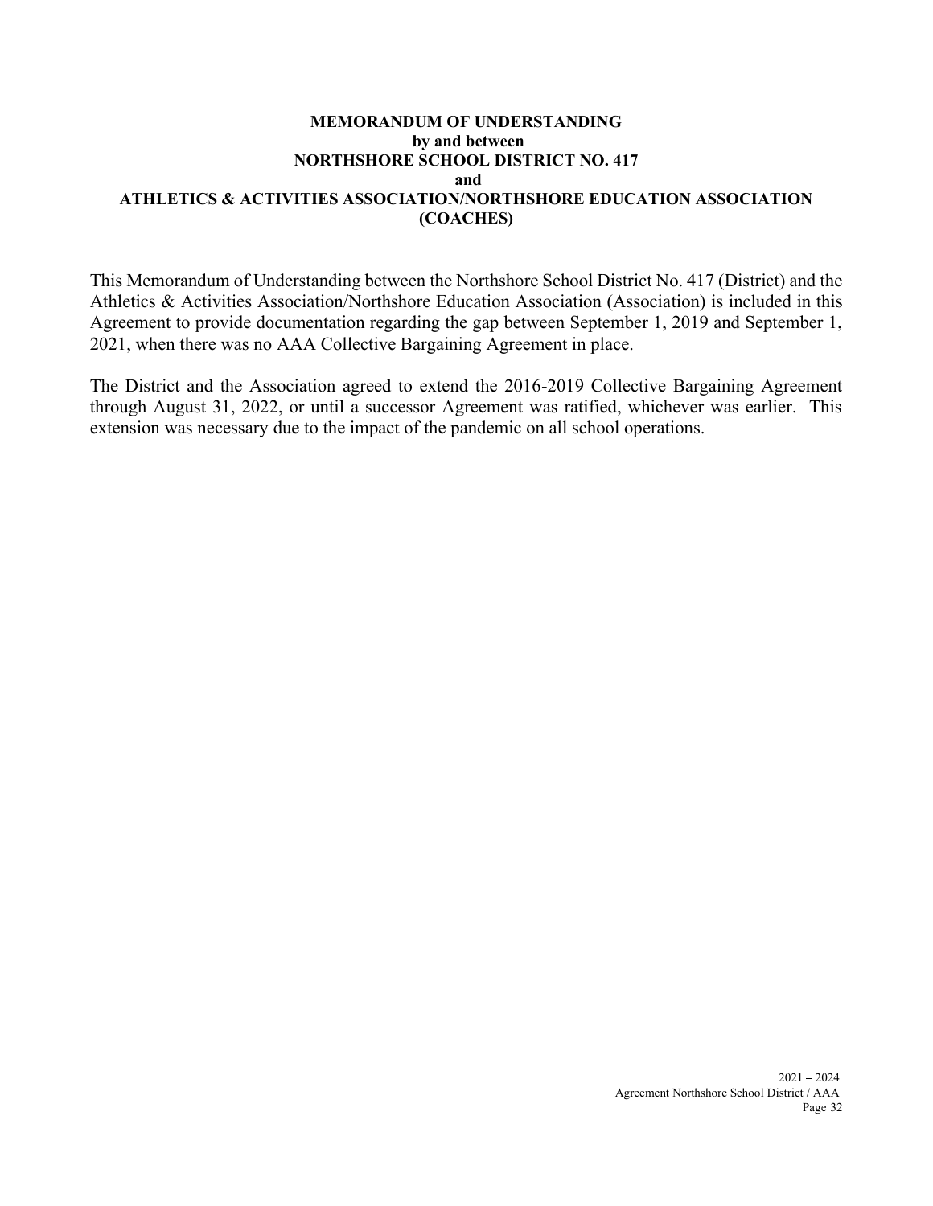**MEMORANDUM OF UNDERSTANDING**
**by and between**
**NORTHSHORE SCHOOL DISTRICT NO. 417**
**and**
**ATHLETICS & ACTIVITIES ASSOCIATION/NORTHSHORE EDUCATION ASSOCIATION (COACHES)**

This Memorandum of Understanding between the Northshore School District No. 417 (District) and the Athletics & Activities Association/Northshore Education Association (Association) is included in this Agreement to provide documentation regarding the gap between September 1, 2019 and September 1, 2021, when there was no AAA Collective Bargaining Agreement in place.

The District and the Association agreed to extend the 2016-2019 Collective Bargaining Agreement through August 31, 2022, or until a successor Agreement was ratified, whichever was earlier. This extension was necessary due to the impact of the pandemic on all school operations.